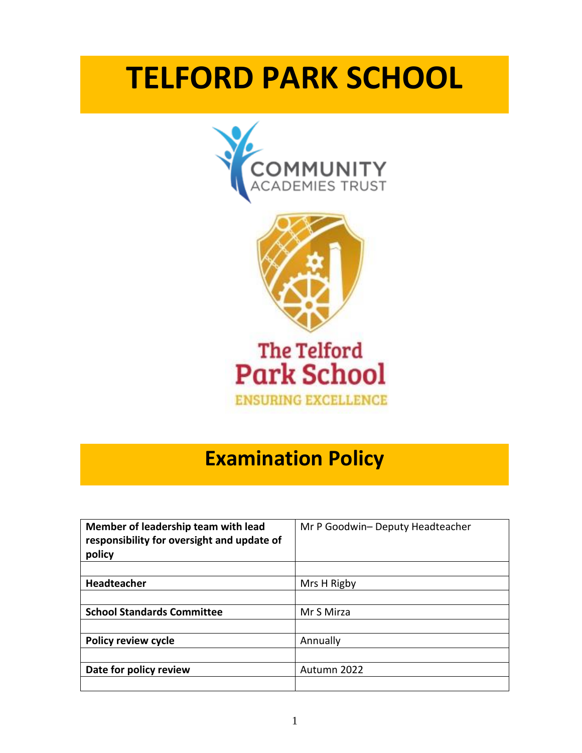# TELFORD PARK SCHOOL

COMMUNITY ACADEMIES TRUST

The Telford Park School

ENSURING EXCELLENCE

## Examination Policy

| Member of leadership team with lead responsibility for oversight and update of policy | Mr P Goodwin– Deputy Headteacher |
|---|---|
| | |
| **Headteacher** | Mrs H Rigby |
| | |
| **School Standards Committee** | Mr S Mirza |
| | |
| **Policy review cycle** | Annually |
| | |
| **Date for policy review** | Autumn 2022 |
| | |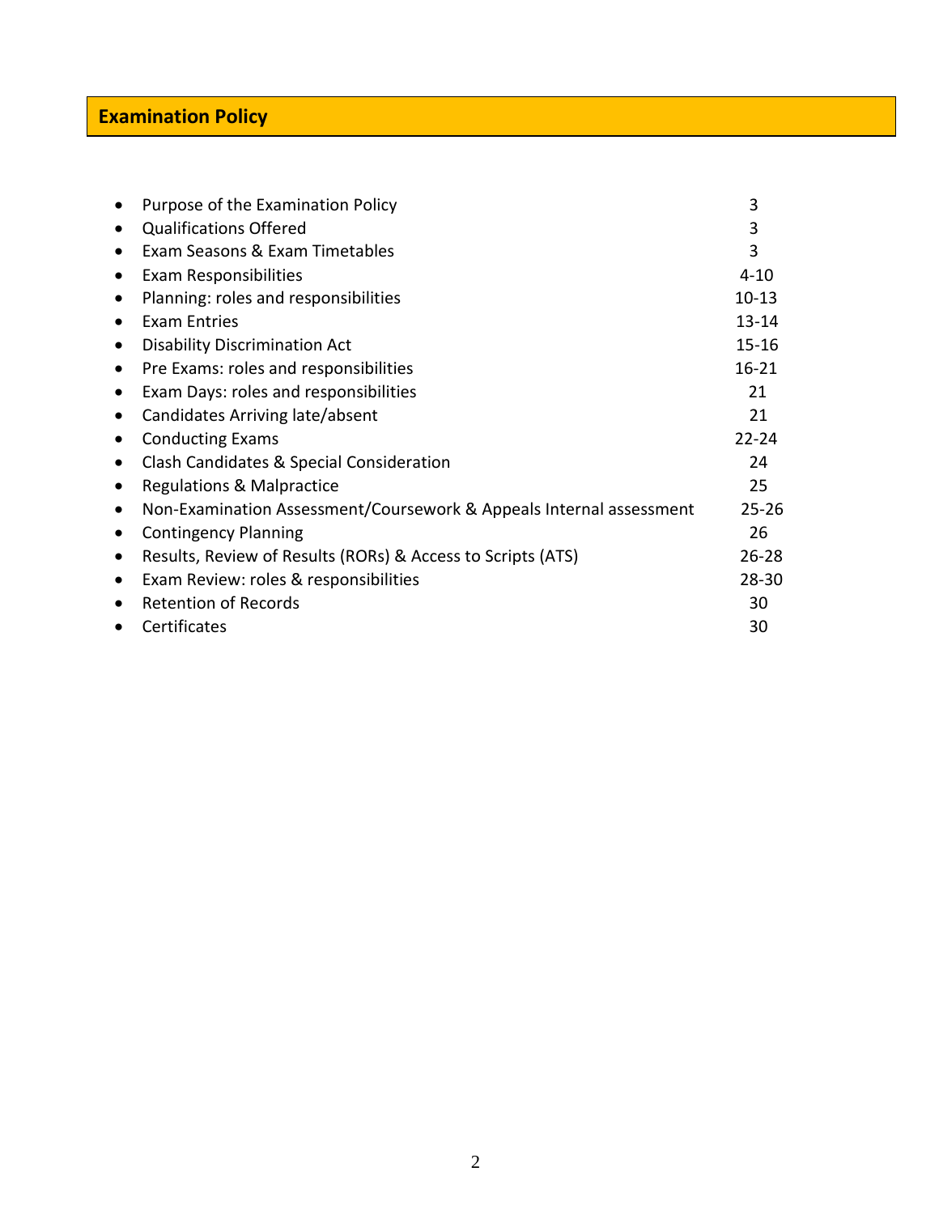## Examination Policy

- Purpose of the Examination Policy 3
- Qualifications Offered 3
- Exam Seasons & Exam Timetables 3
- Exam Responsibilities 4-10
- Planning: roles and responsibilities 10-13
- Exam Entries 13-14
- Disability Discrimination Act 15-16
- Pre Exams: roles and responsibilities 16-21
- Exam Days: roles and responsibilities 21
- Candidates Arriving late/absent 21
- Conducting Exams 22-24
- Clash Candidates & Special Consideration 24
- Regulations & Malpractice 25
- Non-Examination Assessment/Coursework & Appeals Internal assessment 25-26
- Contingency Planning 26
- Results, Review of Results (RORs) & Access to Scripts (ATS) 26-28
- Exam Review: roles & responsibilities 28-30
- Retention of Records 30
- Certificates 30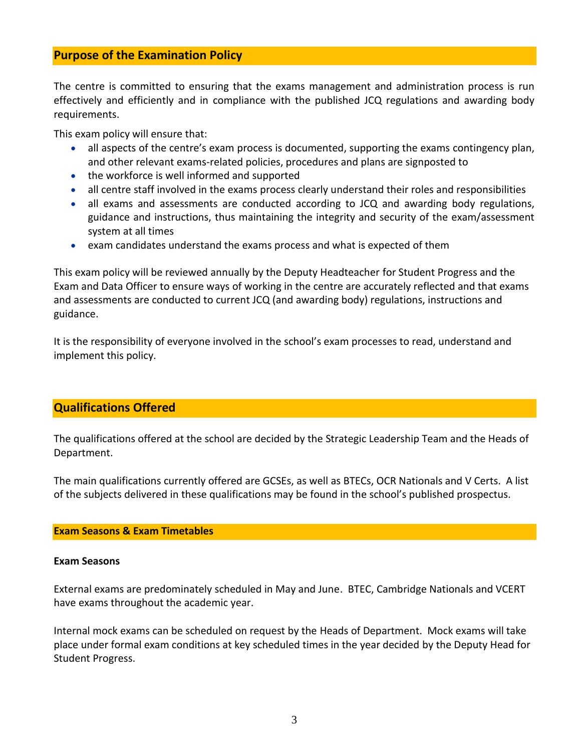## Purpose of the Examination Policy

The centre is committed to ensuring that the exams management and administration process is run effectively and efficiently and in compliance with the published JCQ regulations and awarding body requirements.

This exam policy will ensure that:

- all aspects of the centre's exam process is documented, supporting the exams contingency plan, and other relevant exams-related policies, procedures and plans are signposted to
- the workforce is well informed and supported
- all centre staff involved in the exams process clearly understand their roles and responsibilities
- all exams and assessments are conducted according to JCQ and awarding body regulations, guidance and instructions, thus maintaining the integrity and security of the exam/assessment system at all times
- exam candidates understand the exams process and what is expected of them

This exam policy will be reviewed annually by the Deputy Headteacher for Student Progress and the Exam and Data Officer to ensure ways of working in the centre are accurately reflected and that exams and assessments are conducted to current JCQ (and awarding body) regulations, instructions and guidance.

It is the responsibility of everyone involved in the school's exam processes to read, understand and implement this policy.

## Qualifications Offered

The qualifications offered at the school are decided by the Strategic Leadership Team and the Heads of Department.

The main qualifications currently offered are GCSEs, as well as BTECs, OCR Nationals and V Certs. A list of the subjects delivered in these qualifications may be found in the school's published prospectus.

### Exam Seasons & Exam Timetables

**Exam Seasons**

External exams are predominately scheduled in May and June. BTEC, Cambridge Nationals and VCERT have exams throughout the academic year.

Internal mock exams can be scheduled on request by the Heads of Department. Mock exams will take place under formal exam conditions at key scheduled times in the year decided by the Deputy Head for Student Progress.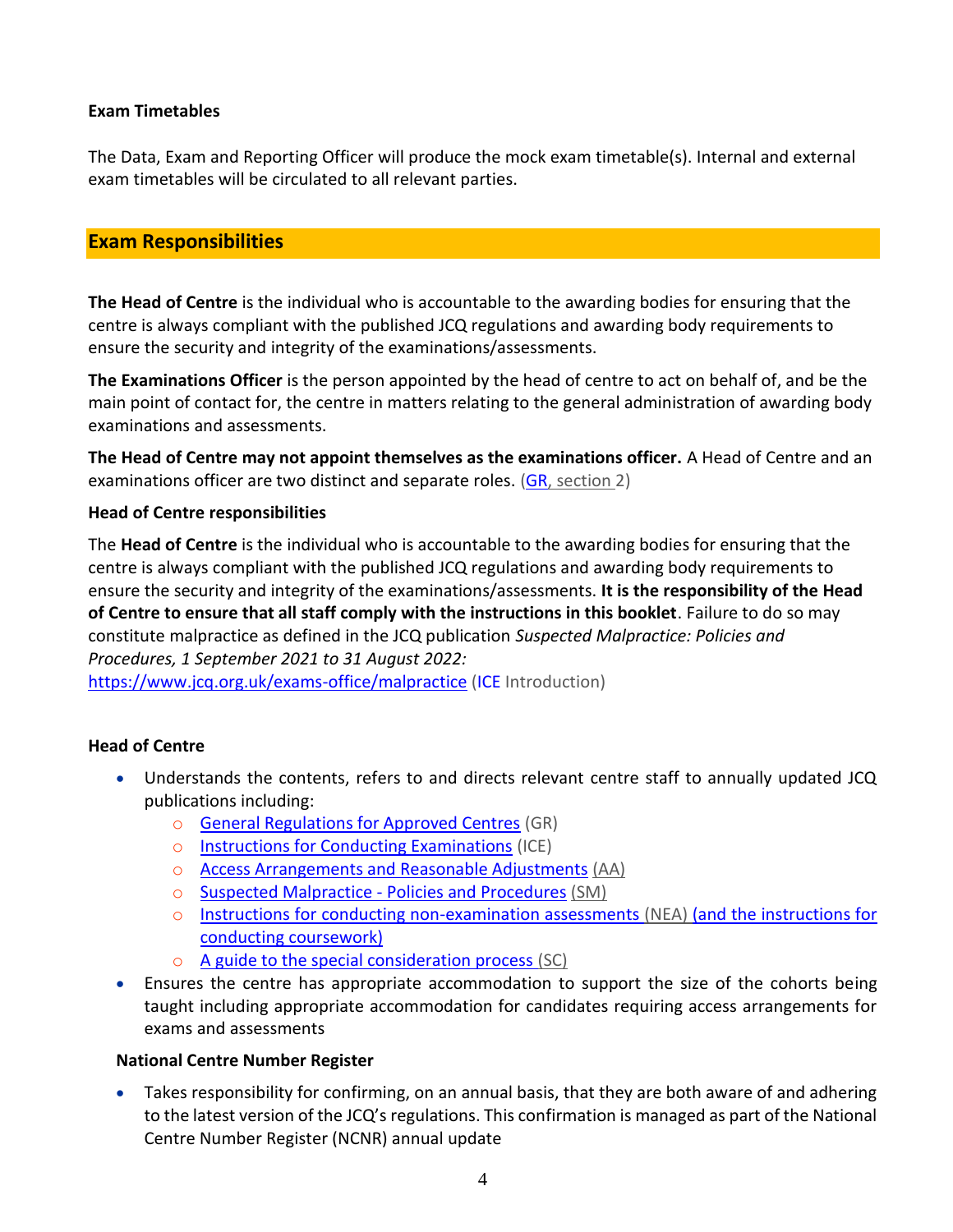**Exam Timetables**

The Data, Exam and Reporting Officer will produce the mock exam timetable(s). Internal and external exam timetables will be circulated to all relevant parties.

## Exam Responsibilities

**The Head of Centre** is the individual who is accountable to the awarding bodies for ensuring that the centre is always compliant with the published JCQ regulations and awarding body requirements to ensure the security and integrity of the examinations/assessments.

**The Examinations Officer** is the person appointed by the head of centre to act on behalf of, and be the main point of contact for, the centre in matters relating to the general administration of awarding body examinations and assessments.

**The Head of Centre may not appoint themselves as the examinations officer.** A Head of Centre and an examinations officer are two distinct and separate roles. (GR, section 2)

**Head of Centre responsibilities**

The **Head of Centre** is the individual who is accountable to the awarding bodies for ensuring that the centre is always compliant with the published JCQ regulations and awarding body requirements to ensure the security and integrity of the examinations/assessments. **It is the responsibility of the Head of Centre to ensure that all staff comply with the instructions in this booklet**. Failure to do so may constitute malpractice as defined in the JCQ publication *Suspected Malpractice: Policies and Procedures, 1 September 2021 to 31 August 2022:* https://www.jcq.org.uk/exams-office/malpractice (ICE Introduction)

**Head of Centre**

- Understands the contents, refers to and directs relevant centre staff to annually updated JCQ publications including:
  - General Regulations for Approved Centres (GR)
  - Instructions for Conducting Examinations (ICE)
  - Access Arrangements and Reasonable Adjustments (AA)
  - Suspected Malpractice - Policies and Procedures (SM)
  - Instructions for conducting non-examination assessments (NEA) (and the instructions for conducting coursework)
  - A guide to the special consideration process (SC)
- Ensures the centre has appropriate accommodation to support the size of the cohorts being taught including appropriate accommodation for candidates requiring access arrangements for exams and assessments

**National Centre Number Register**

- Takes responsibility for confirming, on an annual basis, that they are both aware of and adhering to the latest version of the JCQ's regulations. This confirmation is managed as part of the National Centre Number Register (NCNR) annual update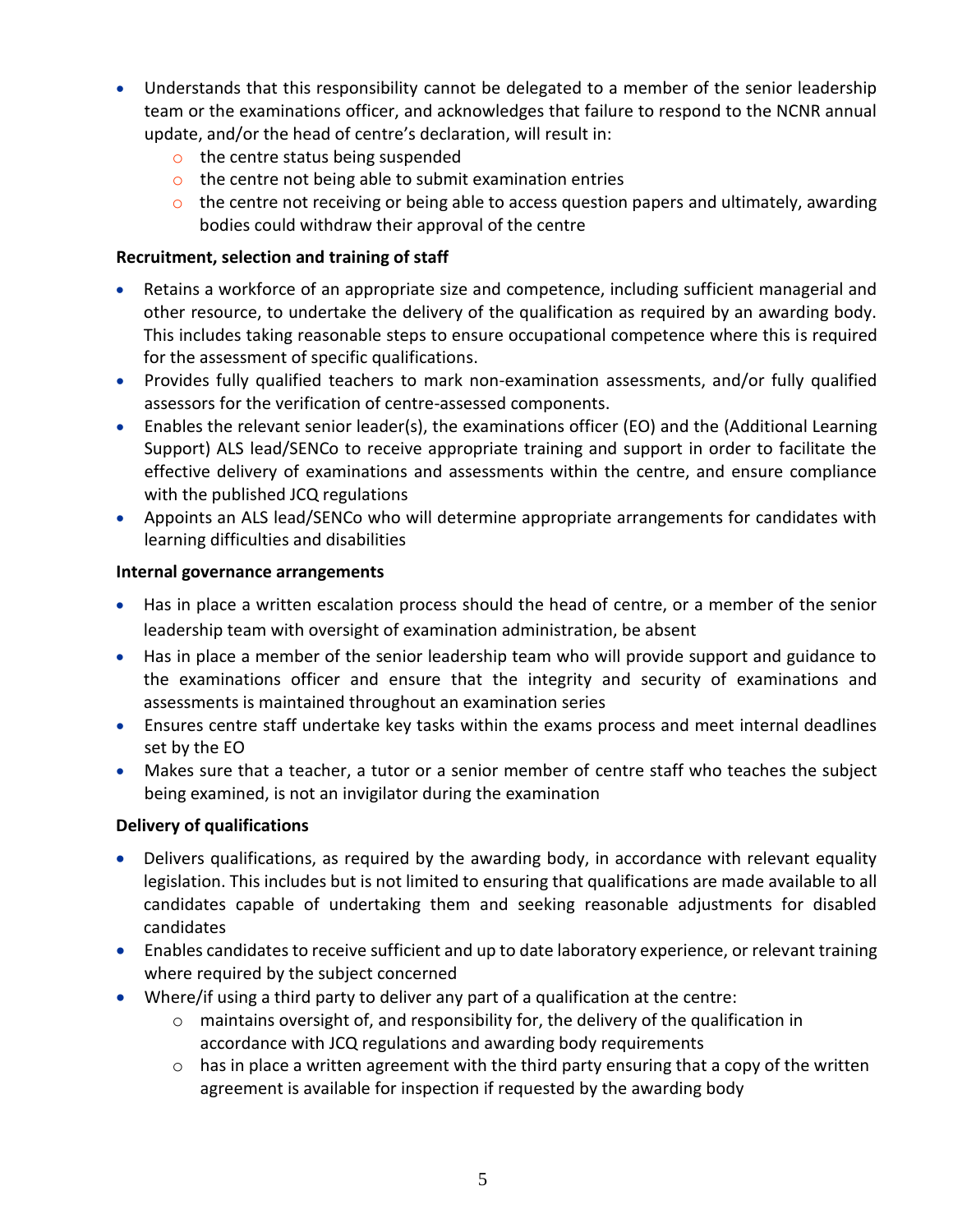- Understands that this responsibility cannot be delegated to a member of the senior leadership team or the examinations officer, and acknowledges that failure to respond to the NCNR annual update, and/or the head of centre's declaration, will result in:
    - the centre status being suspended
    - the centre not being able to submit examination entries
    - the centre not receiving or being able to access question papers and ultimately, awarding bodies could withdraw their approval of the centre

**Recruitment, selection and training of staff**

- Retains a workforce of an appropriate size and competence, including sufficient managerial and other resource, to undertake the delivery of the qualification as required by an awarding body. This includes taking reasonable steps to ensure occupational competence where this is required for the assessment of specific qualifications.
- Provides fully qualified teachers to mark non-examination assessments, and/or fully qualified assessors for the verification of centre-assessed components.
- Enables the relevant senior leader(s), the examinations officer (EO) and the (Additional Learning Support) ALS lead/SENCo to receive appropriate training and support in order to facilitate the effective delivery of examinations and assessments within the centre, and ensure compliance with the published JCQ regulations
- Appoints an ALS lead/SENCo who will determine appropriate arrangements for candidates with learning difficulties and disabilities

**Internal governance arrangements**

- Has in place a written escalation process should the head of centre, or a member of the senior leadership team with oversight of examination administration, be absent
- Has in place a member of the senior leadership team who will provide support and guidance to the examinations officer and ensure that the integrity and security of examinations and assessments is maintained throughout an examination series
- Ensures centre staff undertake key tasks within the exams process and meet internal deadlines set by the EO
- Makes sure that a teacher, a tutor or a senior member of centre staff who teaches the subject being examined, is not an invigilator during the examination

**Delivery of qualifications**

- Delivers qualifications, as required by the awarding body, in accordance with relevant equality legislation. This includes but is not limited to ensuring that qualifications are made available to all candidates capable of undertaking them and seeking reasonable adjustments for disabled candidates
- Enables candidates to receive sufficient and up to date laboratory experience, or relevant training where required by the subject concerned
- Where/if using a third party to deliver any part of a qualification at the centre:
    - maintains oversight of, and responsibility for, the delivery of the qualification in accordance with JCQ regulations and awarding body requirements
    - has in place a written agreement with the third party ensuring that a copy of the written agreement is available for inspection if requested by the awarding body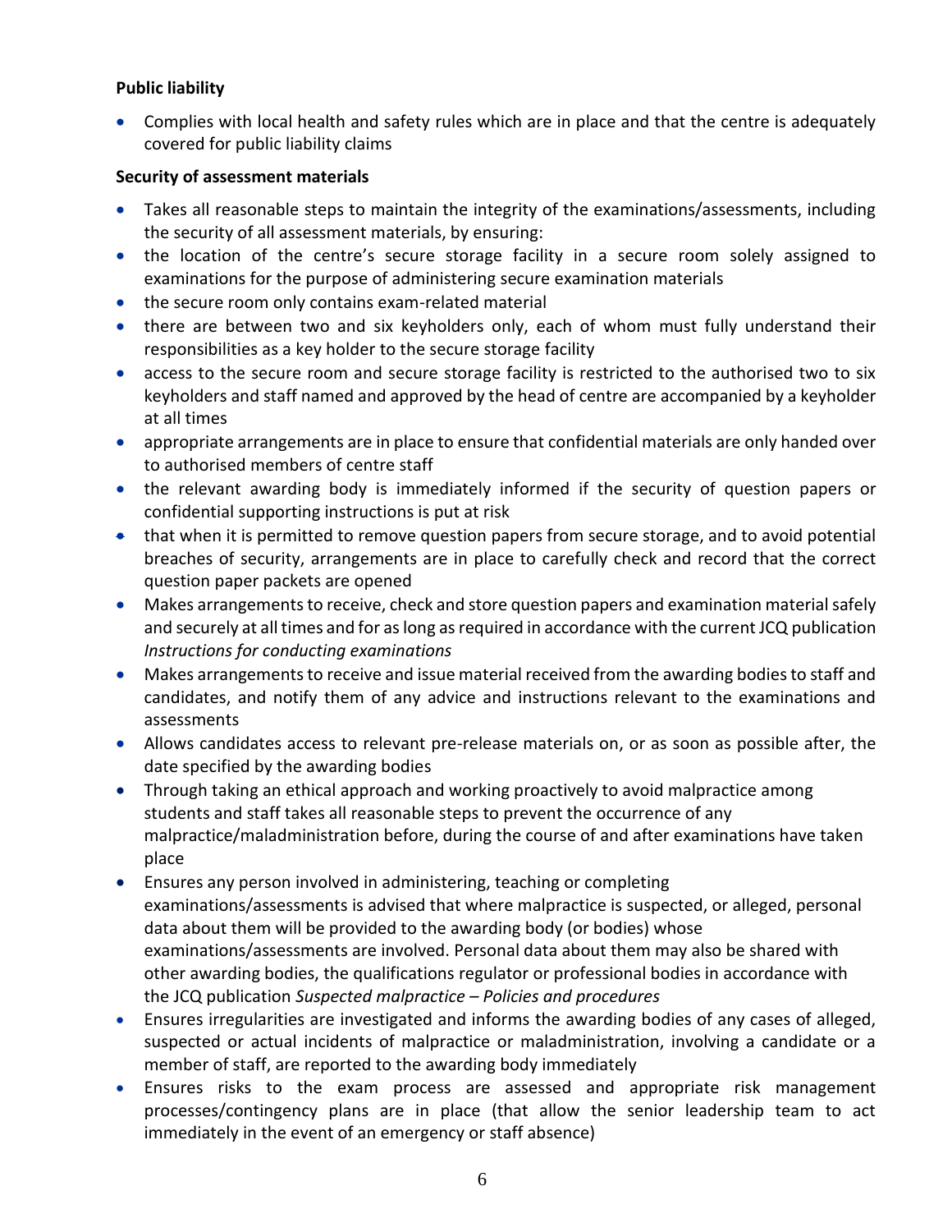**Public liability**

- Complies with local health and safety rules which are in place and that the centre is adequately covered for public liability claims

**Security of assessment materials**

- Takes all reasonable steps to maintain the integrity of the examinations/assessments, including the security of all assessment materials, by ensuring:
- the location of the centre's secure storage facility in a secure room solely assigned to examinations for the purpose of administering secure examination materials
- the secure room only contains exam-related material
- there are between two and six keyholders only, each of whom must fully understand their responsibilities as a key holder to the secure storage facility
- access to the secure room and secure storage facility is restricted to the authorised two to six keyholders and staff named and approved by the head of centre are accompanied by a keyholder at all times
- appropriate arrangements are in place to ensure that confidential materials are only handed over to authorised members of centre staff
- the relevant awarding body is immediately informed if the security of question papers or confidential supporting instructions is put at risk
- that when it is permitted to remove question papers from secure storage, and to avoid potential breaches of security, arrangements are in place to carefully check and record that the correct question paper packets are opened
- Makes arrangements to receive, check and store question papers and examination material safely and securely at all times and for as long as required in accordance with the current JCQ publication *Instructions for conducting examinations*
- Makes arrangements to receive and issue material received from the awarding bodies to staff and candidates, and notify them of any advice and instructions relevant to the examinations and assessments
- Allows candidates access to relevant pre-release materials on, or as soon as possible after, the date specified by the awarding bodies
- Through taking an ethical approach and working proactively to avoid malpractice among students and staff takes all reasonable steps to prevent the occurrence of any malpractice/maladministration before, during the course of and after examinations have taken place
- Ensures any person involved in administering, teaching or completing examinations/assessments is advised that where malpractice is suspected, or alleged, personal data about them will be provided to the awarding body (or bodies) whose examinations/assessments are involved. Personal data about them may also be shared with other awarding bodies, the qualifications regulator or professional bodies in accordance with the JCQ publication *Suspected malpractice – Policies and procedures*
- Ensures irregularities are investigated and informs the awarding bodies of any cases of alleged, suspected or actual incidents of malpractice or maladministration, involving a candidate or a member of staff, are reported to the awarding body immediately
- Ensures risks to the exam process are assessed and appropriate risk management processes/contingency plans are in place (that allow the senior leadership team to act immediately in the event of an emergency or staff absence)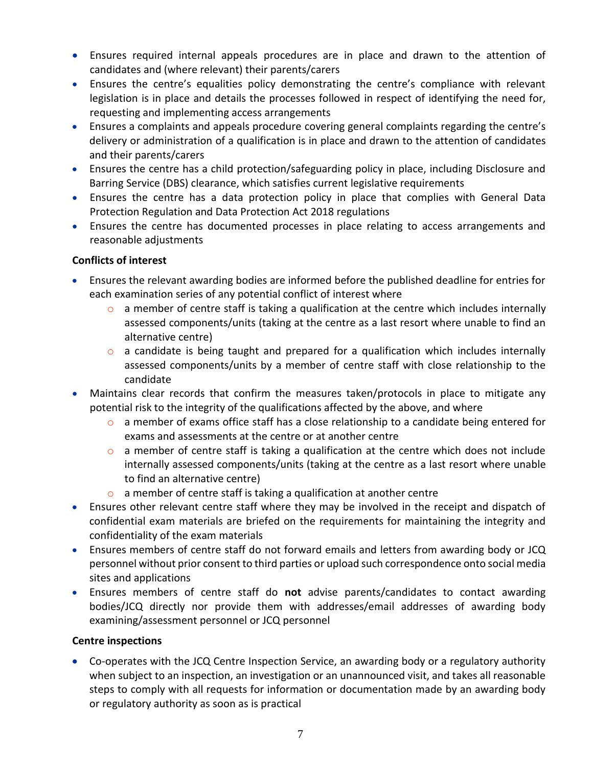- Ensures required internal appeals procedures are in place and drawn to the attention of candidates and (where relevant) their parents/carers
- Ensures the centre's equalities policy demonstrating the centre's compliance with relevant legislation is in place and details the processes followed in respect of identifying the need for, requesting and implementing access arrangements
- Ensures a complaints and appeals procedure covering general complaints regarding the centre's delivery or administration of a qualification is in place and drawn to the attention of candidates and their parents/carers
- Ensures the centre has a child protection/safeguarding policy in place, including Disclosure and Barring Service (DBS) clearance, which satisfies current legislative requirements
- Ensures the centre has a data protection policy in place that complies with General Data Protection Regulation and Data Protection Act 2018 regulations
- Ensures the centre has documented processes in place relating to access arrangements and reasonable adjustments

**Conflicts of interest**

- Ensures the relevant awarding bodies are informed before the published deadline for entries for each examination series of any potential conflict of interest where
    - a member of centre staff is taking a qualification at the centre which includes internally assessed components/units (taking at the centre as a last resort where unable to find an alternative centre)
    - a candidate is being taught and prepared for a qualification which includes internally assessed components/units by a member of centre staff with close relationship to the candidate
- Maintains clear records that confirm the measures taken/protocols in place to mitigate any potential risk to the integrity of the qualifications affected by the above, and where
    - a member of exams office staff has a close relationship to a candidate being entered for exams and assessments at the centre or at another centre
    - a member of centre staff is taking a qualification at the centre which does not include internally assessed components/units (taking at the centre as a last resort where unable to find an alternative centre)
    - a member of centre staff is taking a qualification at another centre
- Ensures other relevant centre staff where they may be involved in the receipt and dispatch of confidential exam materials are briefed on the requirements for maintaining the integrity and confidentiality of the exam materials
- Ensures members of centre staff do not forward emails and letters from awarding body or JCQ personnel without prior consent to third parties or upload such correspondence onto social media sites and applications
- Ensures members of centre staff do **not** advise parents/candidates to contact awarding bodies/JCQ directly nor provide them with addresses/email addresses of awarding body examining/assessment personnel or JCQ personnel

**Centre inspections**

- Co-operates with the JCQ Centre Inspection Service, an awarding body or a regulatory authority when subject to an inspection, an investigation or an unannounced visit, and takes all reasonable steps to comply with all requests for information or documentation made by an awarding body or regulatory authority as soon as is practical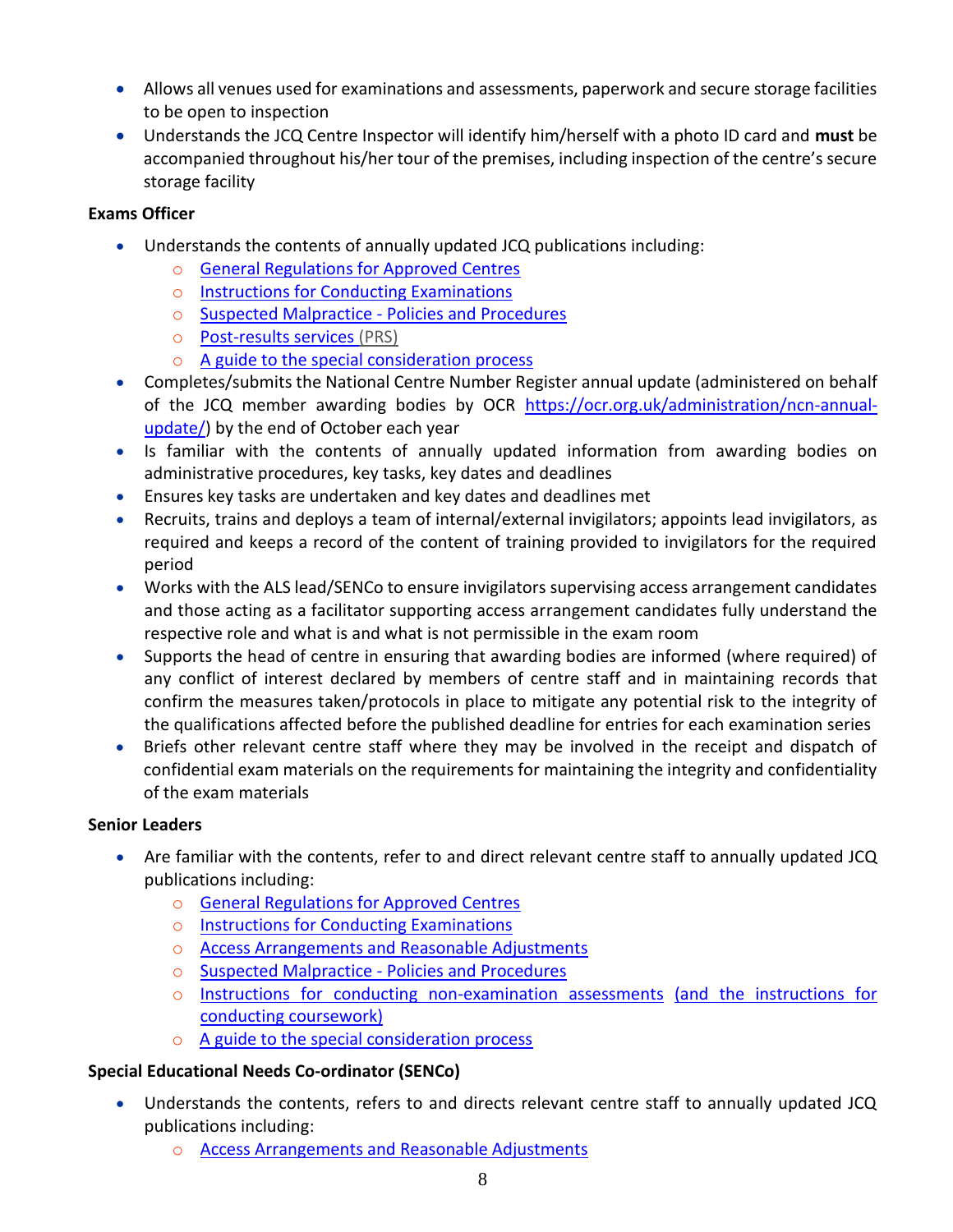- Allows all venues used for examinations and assessments, paperwork and secure storage facilities to be open to inspection
- Understands the JCQ Centre Inspector will identify him/herself with a photo ID card and **must** be accompanied throughout his/her tour of the premises, including inspection of the centre's secure storage facility

**Exams Officer**

- Understands the contents of annually updated JCQ publications including:
  - General Regulations for Approved Centres
  - Instructions for Conducting Examinations
  - Suspected Malpractice - Policies and Procedures
  - Post-results services (PRS)
  - A guide to the special consideration process
- Completes/submits the National Centre Number Register annual update (administered on behalf of the JCQ member awarding bodies by OCR https://ocr.org.uk/administration/ncn-annual-update/) by the end of October each year
- Is familiar with the contents of annually updated information from awarding bodies on administrative procedures, key tasks, key dates and deadlines
- Ensures key tasks are undertaken and key dates and deadlines met
- Recruits, trains and deploys a team of internal/external invigilators; appoints lead invigilators, as required and keeps a record of the content of training provided to invigilators for the required period
- Works with the ALS lead/SENCo to ensure invigilators supervising access arrangement candidates and those acting as a facilitator supporting access arrangement candidates fully understand the respective role and what is and what is not permissible in the exam room
- Supports the head of centre in ensuring that awarding bodies are informed (where required) of any conflict of interest declared by members of centre staff and in maintaining records that confirm the measures taken/protocols in place to mitigate any potential risk to the integrity of the qualifications affected before the published deadline for entries for each examination series
- Briefs other relevant centre staff where they may be involved in the receipt and dispatch of confidential exam materials on the requirements for maintaining the integrity and confidentiality of the exam materials

**Senior Leaders**

- Are familiar with the contents, refer to and direct relevant centre staff to annually updated JCQ publications including:
  - General Regulations for Approved Centres
  - Instructions for Conducting Examinations
  - Access Arrangements and Reasonable Adjustments
  - Suspected Malpractice - Policies and Procedures
  - Instructions for conducting non-examination assessments (and the instructions for conducting coursework)
  - A guide to the special consideration process

**Special Educational Needs Co-ordinator (SENCo)**

- Understands the contents, refers to and directs relevant centre staff to annually updated JCQ publications including:
  - Access Arrangements and Reasonable Adjustments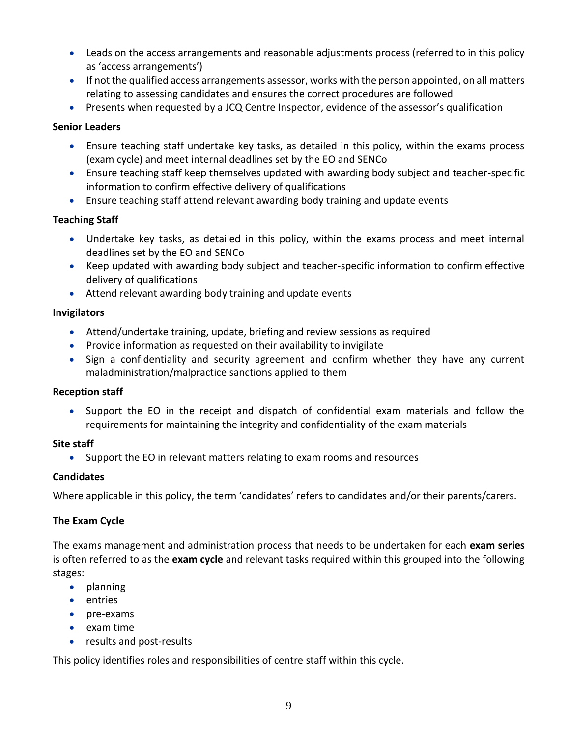- Leads on the access arrangements and reasonable adjustments process (referred to in this policy as 'access arrangements')
- If not the qualified access arrangements assessor, works with the person appointed, on all matters relating to assessing candidates and ensures the correct procedures are followed
- Presents when requested by a JCQ Centre Inspector, evidence of the assessor's qualification

**Senior Leaders**

- Ensure teaching staff undertake key tasks, as detailed in this policy, within the exams process (exam cycle) and meet internal deadlines set by the EO and SENCo
- Ensure teaching staff keep themselves updated with awarding body subject and teacher-specific information to confirm effective delivery of qualifications
- Ensure teaching staff attend relevant awarding body training and update events

**Teaching Staff**

- Undertake key tasks, as detailed in this policy, within the exams process and meet internal deadlines set by the EO and SENCo
- Keep updated with awarding body subject and teacher-specific information to confirm effective delivery of qualifications
- Attend relevant awarding body training and update events

**Invigilators**

- Attend/undertake training, update, briefing and review sessions as required
- Provide information as requested on their availability to invigilate
- Sign a confidentiality and security agreement and confirm whether they have any current maladministration/malpractice sanctions applied to them

**Reception staff**

- Support the EO in the receipt and dispatch of confidential exam materials and follow the requirements for maintaining the integrity and confidentiality of the exam materials

**Site staff**

- Support the EO in relevant matters relating to exam rooms and resources

**Candidates**

Where applicable in this policy, the term 'candidates' refers to candidates and/or their parents/carers.

**The Exam Cycle**

The exams management and administration process that needs to be undertaken for each **exam series** is often referred to as the **exam cycle** and relevant tasks required within this grouped into the following stages:

- planning
- entries
- pre-exams
- exam time
- results and post-results

This policy identifies roles and responsibilities of centre staff within this cycle.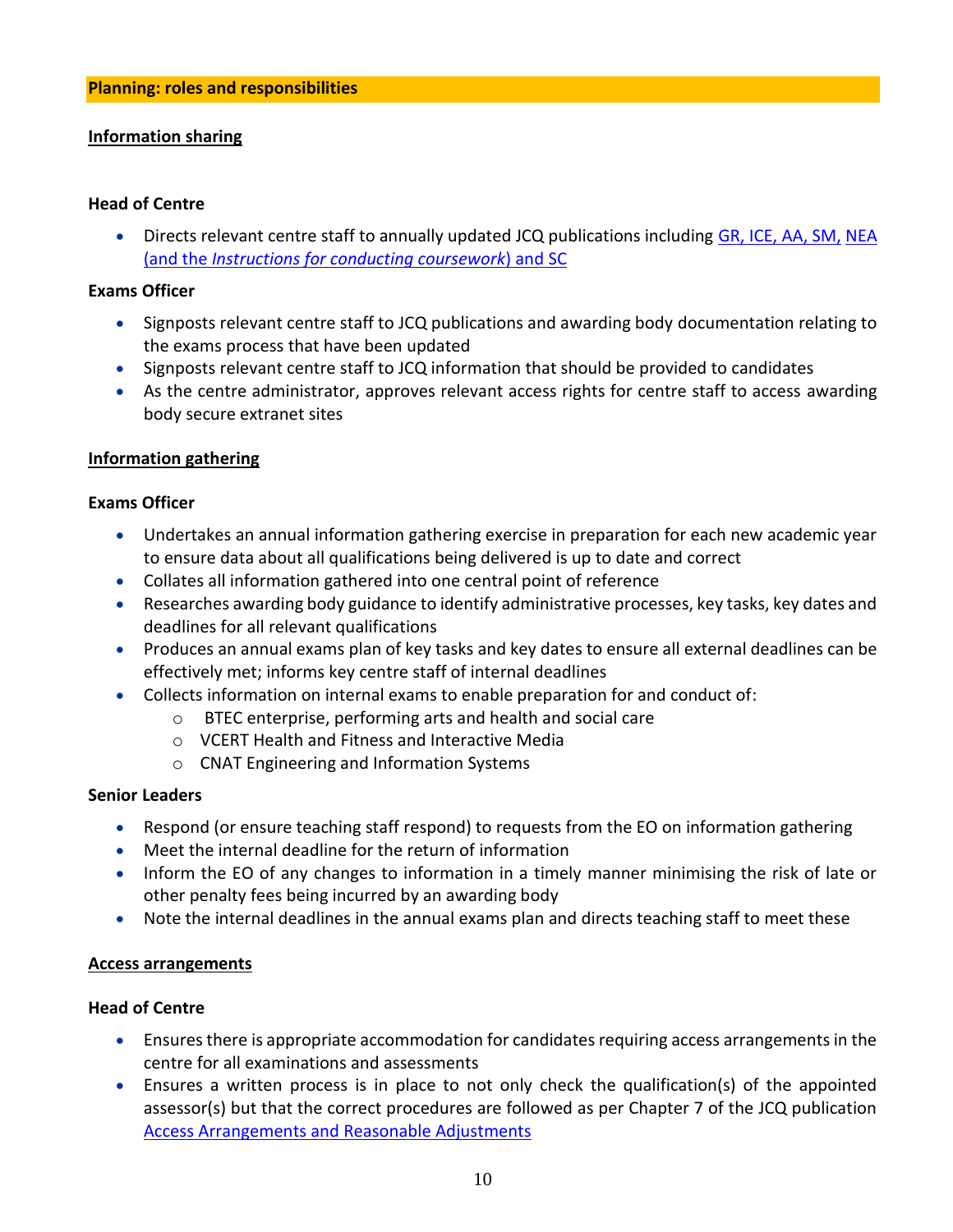## Planning: roles and responsibilities

### Information sharing

**Head of Centre**

- Directs relevant centre staff to annually updated JCQ publications including GR, ICE, AA, SM, NEA (and the *Instructions for conducting coursework*) and SC

**Exams Officer**

- Signposts relevant centre staff to JCQ publications and awarding body documentation relating to the exams process that have been updated
- Signposts relevant centre staff to JCQ information that should be provided to candidates
- As the centre administrator, approves relevant access rights for centre staff to access awarding body secure extranet sites

### Information gathering

**Exams Officer**

- Undertakes an annual information gathering exercise in preparation for each new academic year to ensure data about all qualifications being delivered is up to date and correct
- Collates all information gathered into one central point of reference
- Researches awarding body guidance to identify administrative processes, key tasks, key dates and deadlines for all relevant qualifications
- Produces an annual exams plan of key tasks and key dates to ensure all external deadlines can be effectively met; informs key centre staff of internal deadlines
- Collects information on internal exams to enable preparation for and conduct of:
  - BTEC enterprise, performing arts and health and social care
  - VCERT Health and Fitness and Interactive Media
  - CNAT Engineering and Information Systems

**Senior Leaders**

- Respond (or ensure teaching staff respond) to requests from the EO on information gathering
- Meet the internal deadline for the return of information
- Inform the EO of any changes to information in a timely manner minimising the risk of late or other penalty fees being incurred by an awarding body
- Note the internal deadlines in the annual exams plan and directs teaching staff to meet these

### Access arrangements

**Head of Centre**

- Ensures there is appropriate accommodation for candidates requiring access arrangements in the centre for all examinations and assessments
- Ensures a written process is in place to not only check the qualification(s) of the appointed assessor(s) but that the correct procedures are followed as per Chapter 7 of the JCQ publication Access Arrangements and Reasonable Adjustments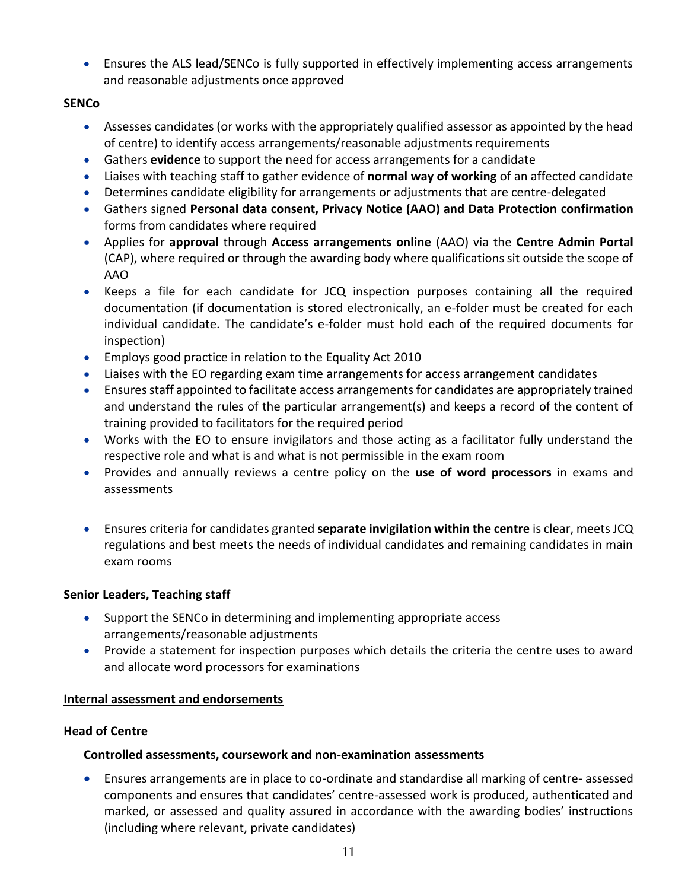- Ensures the ALS lead/SENCo is fully supported in effectively implementing access arrangements and reasonable adjustments once approved

**SENCo**

- Assesses candidates (or works with the appropriately qualified assessor as appointed by the head of centre) to identify access arrangements/reasonable adjustments requirements
- Gathers **evidence** to support the need for access arrangements for a candidate
- Liaises with teaching staff to gather evidence of **normal way of working** of an affected candidate
- Determines candidate eligibility for arrangements or adjustments that are centre-delegated
- Gathers signed **Personal data consent, Privacy Notice (AAO) and Data Protection confirmation** forms from candidates where required
- Applies for **approval** through **Access arrangements online** (AAO) via the **Centre Admin Portal** (CAP), where required or through the awarding body where qualifications sit outside the scope of AAO
- Keeps a file for each candidate for JCQ inspection purposes containing all the required documentation (if documentation is stored electronically, an e-folder must be created for each individual candidate. The candidate's e-folder must hold each of the required documents for inspection)
- Employs good practice in relation to the Equality Act 2010
- Liaises with the EO regarding exam time arrangements for access arrangement candidates
- Ensures staff appointed to facilitate access arrangements for candidates are appropriately trained and understand the rules of the particular arrangement(s) and keeps a record of the content of training provided to facilitators for the required period
- Works with the EO to ensure invigilators and those acting as a facilitator fully understand the respective role and what is and what is not permissible in the exam room
- Provides and annually reviews a centre policy on the **use of word processors** in exams and assessments
- Ensures criteria for candidates granted **separate invigilation within the centre** is clear, meets JCQ regulations and best meets the needs of individual candidates and remaining candidates in main exam rooms

**Senior Leaders, Teaching staff**

- Support the SENCo in determining and implementing appropriate access arrangements/reasonable adjustments
- Provide a statement for inspection purposes which details the criteria the centre uses to award and allocate word processors for examinations

<u>**Internal assessment and endorsements**</u>

**Head of Centre**

**Controlled assessments, coursework and non-examination assessments**

- Ensures arrangements are in place to co-ordinate and standardise all marking of centre- assessed components and ensures that candidates' centre-assessed work is produced, authenticated and marked, or assessed and quality assured in accordance with the awarding bodies' instructions (including where relevant, private candidates)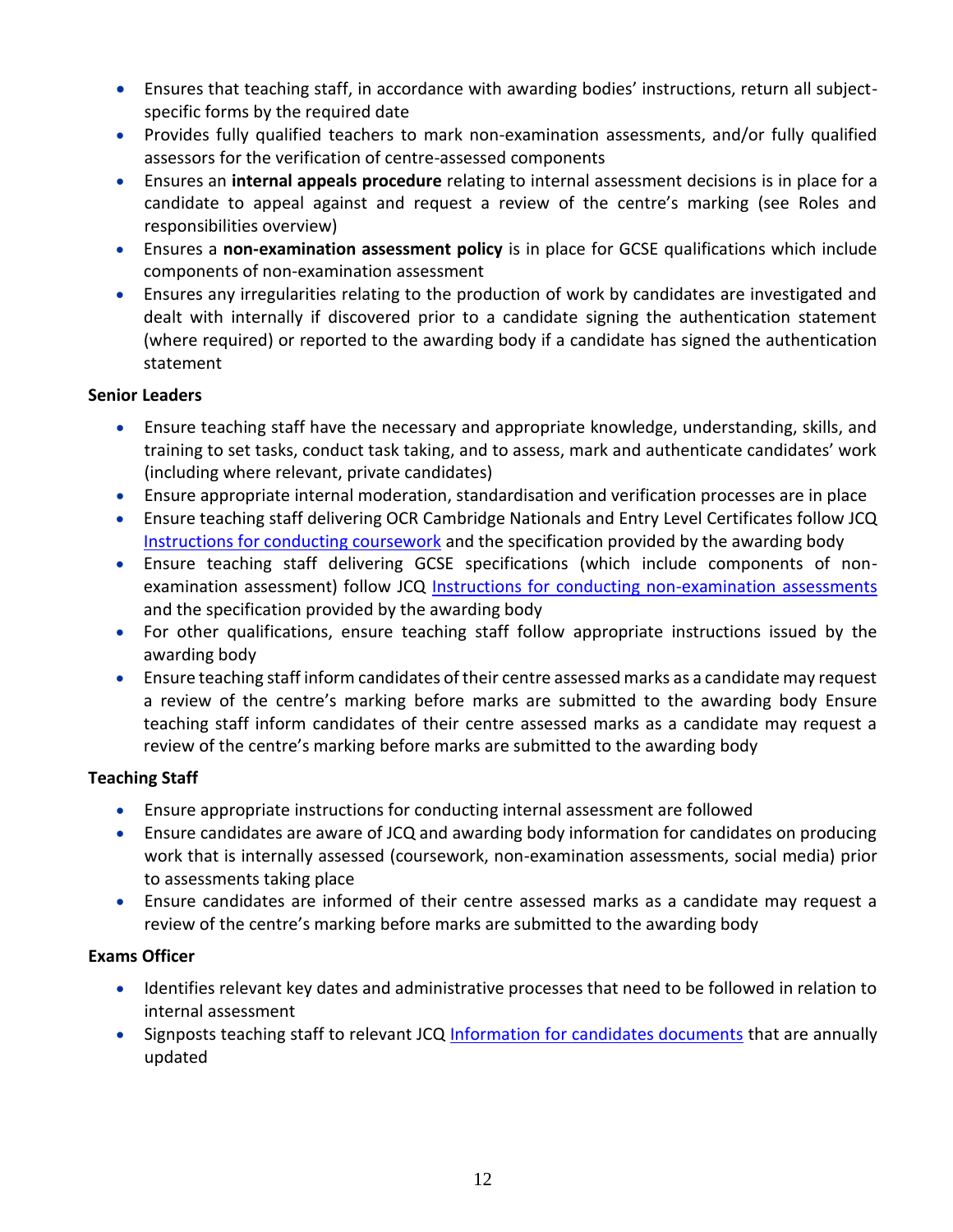- Ensures that teaching staff, in accordance with awarding bodies' instructions, return all subject-specific forms by the required date
- Provides fully qualified teachers to mark non-examination assessments, and/or fully qualified assessors for the verification of centre-assessed components
- Ensures an **internal appeals procedure** relating to internal assessment decisions is in place for a candidate to appeal against and request a review of the centre's marking (see Roles and responsibilities overview)
- Ensures a **non-examination assessment policy** is in place for GCSE qualifications which include components of non-examination assessment
- Ensures any irregularities relating to the production of work by candidates are investigated and dealt with internally if discovered prior to a candidate signing the authentication statement (where required) or reported to the awarding body if a candidate has signed the authentication statement

**Senior Leaders**

- Ensure teaching staff have the necessary and appropriate knowledge, understanding, skills, and training to set tasks, conduct task taking, and to assess, mark and authenticate candidates' work (including where relevant, private candidates)
- Ensure appropriate internal moderation, standardisation and verification processes are in place
- Ensure teaching staff delivering OCR Cambridge Nationals and Entry Level Certificates follow JCQ [Instructions for conducting coursework]() and the specification provided by the awarding body
- Ensure teaching staff delivering GCSE specifications (which include components of non-examination assessment) follow JCQ [Instructions for conducting non-examination assessments]() and the specification provided by the awarding body
- For other qualifications, ensure teaching staff follow appropriate instructions issued by the awarding body
- Ensure teaching staff inform candidates of their centre assessed marks as a candidate may request a review of the centre's marking before marks are submitted to the awarding body Ensure teaching staff inform candidates of their centre assessed marks as a candidate may request a review of the centre's marking before marks are submitted to the awarding body

**Teaching Staff**

- Ensure appropriate instructions for conducting internal assessment are followed
- Ensure candidates are aware of JCQ and awarding body information for candidates on producing work that is internally assessed (coursework, non-examination assessments, social media) prior to assessments taking place
- Ensure candidates are informed of their centre assessed marks as a candidate may request a review of the centre's marking before marks are submitted to the awarding body

**Exams Officer**

- Identifies relevant key dates and administrative processes that need to be followed in relation to internal assessment
- Signposts teaching staff to relevant JCQ [Information for candidates documents]() that are annually updated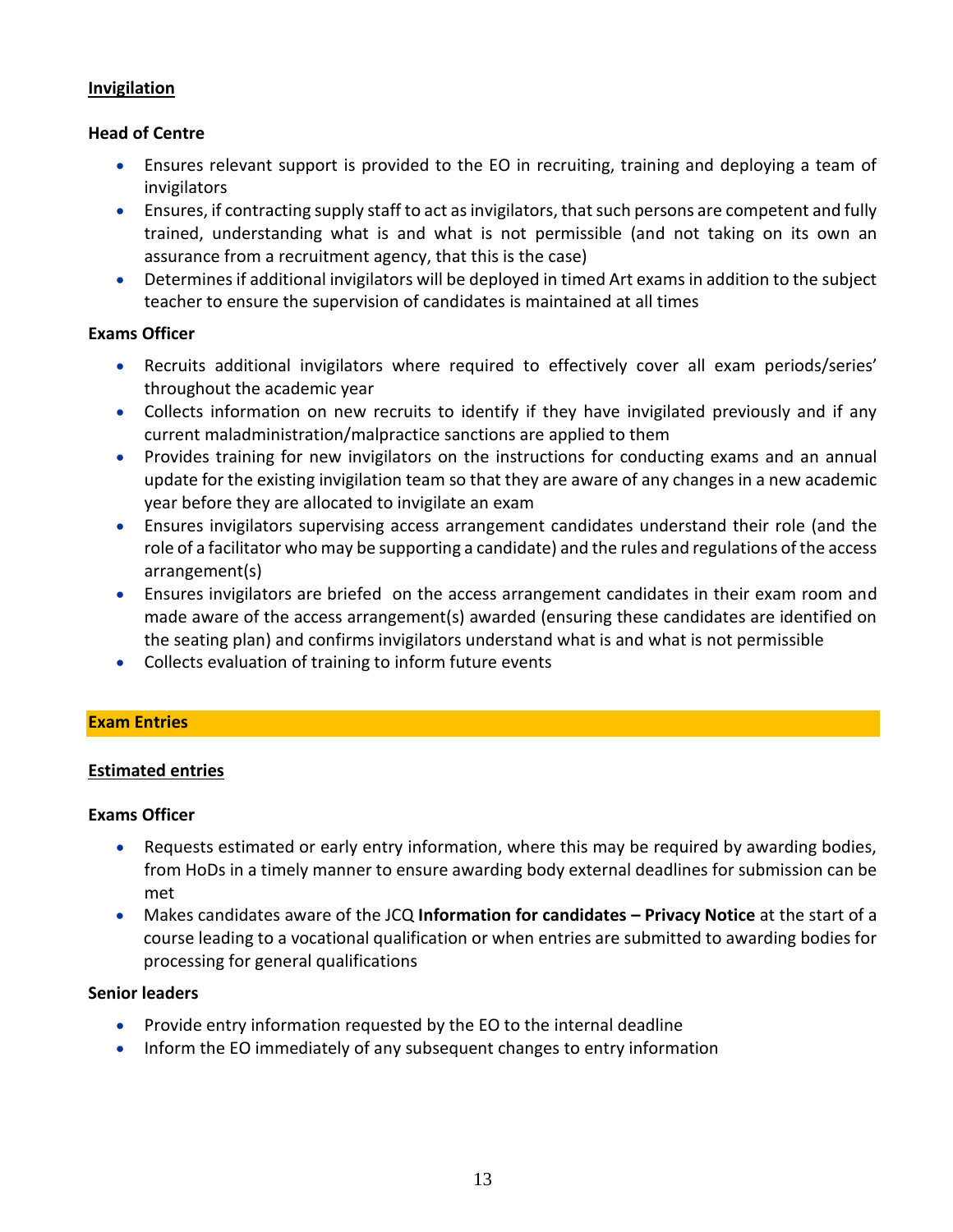**Invigilation**

**Head of Centre**

- Ensures relevant support is provided to the EO in recruiting, training and deploying a team of invigilators
- Ensures, if contracting supply staff to act as invigilators, that such persons are competent and fully trained, understanding what is and what is not permissible (and not taking on its own an assurance from a recruitment agency, that this is the case)
- Determines if additional invigilators will be deployed in timed Art exams in addition to the subject teacher to ensure the supervision of candidates is maintained at all times

**Exams Officer**

- Recruits additional invigilators where required to effectively cover all exam periods/series' throughout the academic year
- Collects information on new recruits to identify if they have invigilated previously and if any current maladministration/malpractice sanctions are applied to them
- Provides training for new invigilators on the instructions for conducting exams and an annual update for the existing invigilation team so that they are aware of any changes in a new academic year before they are allocated to invigilate an exam
- Ensures invigilators supervising access arrangement candidates understand their role (and the role of a facilitator who may be supporting a candidate) and the rules and regulations of the access arrangement(s)
- Ensures invigilators are briefed on the access arrangement candidates in their exam room and made aware of the access arrangement(s) awarded (ensuring these candidates are identified on the seating plan) and confirms invigilators understand what is and what is not permissible
- Collects evaluation of training to inform future events

## Exam Entries

**Estimated entries**

**Exams Officer**

- Requests estimated or early entry information, where this may be required by awarding bodies, from HoDs in a timely manner to ensure awarding body external deadlines for submission can be met
- Makes candidates aware of the JCQ **Information for candidates – Privacy Notice** at the start of a course leading to a vocational qualification or when entries are submitted to awarding bodies for processing for general qualifications

**Senior leaders**

- Provide entry information requested by the EO to the internal deadline
- Inform the EO immediately of any subsequent changes to entry information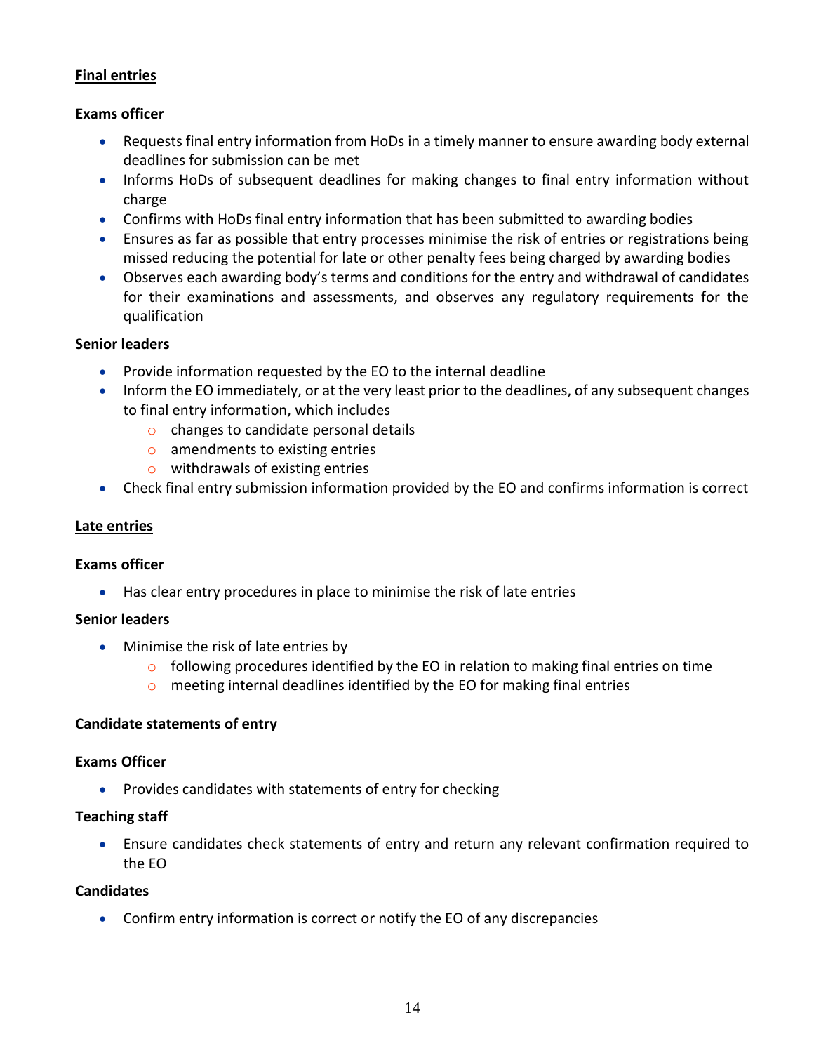## Final entries

**Exams officer**

- Requests final entry information from HoDs in a timely manner to ensure awarding body external deadlines for submission can be met
- Informs HoDs of subsequent deadlines for making changes to final entry information without charge
- Confirms with HoDs final entry information that has been submitted to awarding bodies
- Ensures as far as possible that entry processes minimise the risk of entries or registrations being missed reducing the potential for late or other penalty fees being charged by awarding bodies
- Observes each awarding body's terms and conditions for the entry and withdrawal of candidates for their examinations and assessments, and observes any regulatory requirements for the qualification

**Senior leaders**

- Provide information requested by the EO to the internal deadline
- Inform the EO immediately, or at the very least prior to the deadlines, of any subsequent changes to final entry information, which includes
  - changes to candidate personal details
  - amendments to existing entries
  - withdrawals of existing entries
- Check final entry submission information provided by the EO and confirms information is correct

## Late entries

**Exams officer**

- Has clear entry procedures in place to minimise the risk of late entries

**Senior leaders**

- Minimise the risk of late entries by
  - following procedures identified by the EO in relation to making final entries on time
  - meeting internal deadlines identified by the EO for making final entries

## Candidate statements of entry

**Exams Officer**

- Provides candidates with statements of entry for checking

**Teaching staff**

- Ensure candidates check statements of entry and return any relevant confirmation required to the EO

**Candidates**

- Confirm entry information is correct or notify the EO of any discrepancies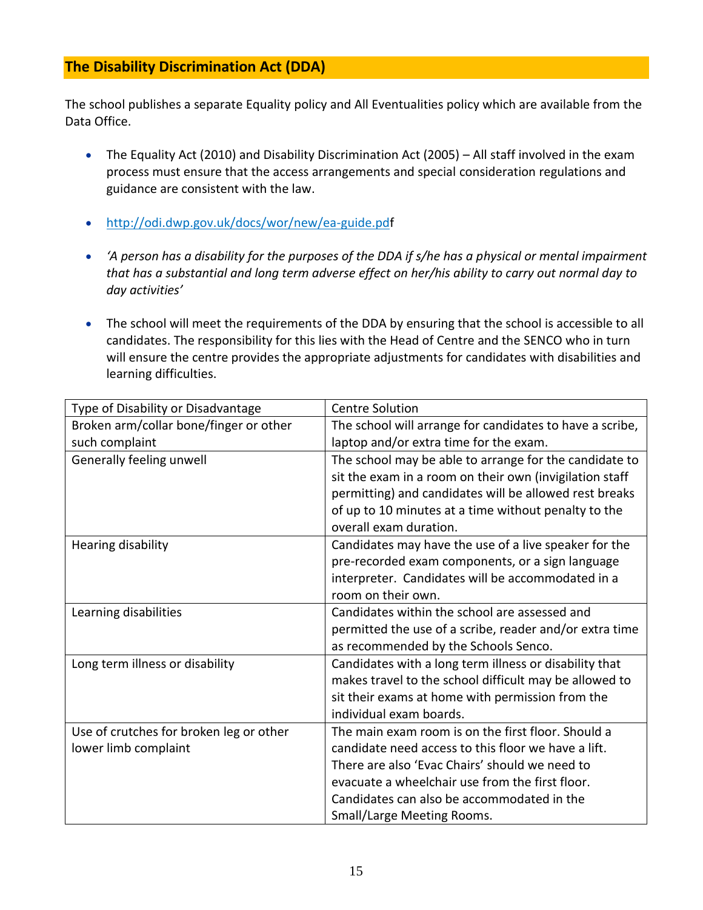## The Disability Discrimination Act (DDA)

The school publishes a separate Equality policy and All Eventualities policy which are available from the Data Office.

- The Equality Act (2010) and Disability Discrimination Act (2005) – All staff involved in the exam process must ensure that the access arrangements and special consideration regulations and guidance are consistent with the law.
- http://odi.dwp.gov.uk/docs/wor/new/ea-guide.pdf
- *'A person has a disability for the purposes of the DDA if s/he has a physical or mental impairment that has a substantial and long term adverse effect on her/his ability to carry out normal day to day activities'*
- The school will meet the requirements of the DDA by ensuring that the school is accessible to all candidates. The responsibility for this lies with the Head of Centre and the SENCO who in turn will ensure the centre provides the appropriate adjustments for candidates with disabilities and learning difficulties.

| Type of Disability or Disadvantage | Centre Solution |
|---|---|
| Broken arm/collar bone/finger or other such complaint | The school will arrange for candidates to have a scribe, laptop and/or extra time for the exam. |
| Generally feeling unwell | The school may be able to arrange for the candidate to sit the exam in a room on their own (invigilation staff permitting) and candidates will be allowed rest breaks of up to 10 minutes at a time without penalty to the overall exam duration. |
| Hearing disability | Candidates may have the use of a live speaker for the pre-recorded exam components, or a sign language interpreter. Candidates will be accommodated in a room on their own. |
| Learning disabilities | Candidates within the school are assessed and permitted the use of a scribe, reader and/or extra time as recommended by the Schools Senco. |
| Long term illness or disability | Candidates with a long term illness or disability that makes travel to the school difficult may be allowed to sit their exams at home with permission from the individual exam boards. |
| Use of crutches for broken leg or other lower limb complaint | The main exam room is on the first floor. Should a candidate need access to this floor we have a lift. There are also 'Evac Chairs' should we need to evacuate a wheelchair use from the first floor. Candidates can also be accommodated in the Small/Large Meeting Rooms. |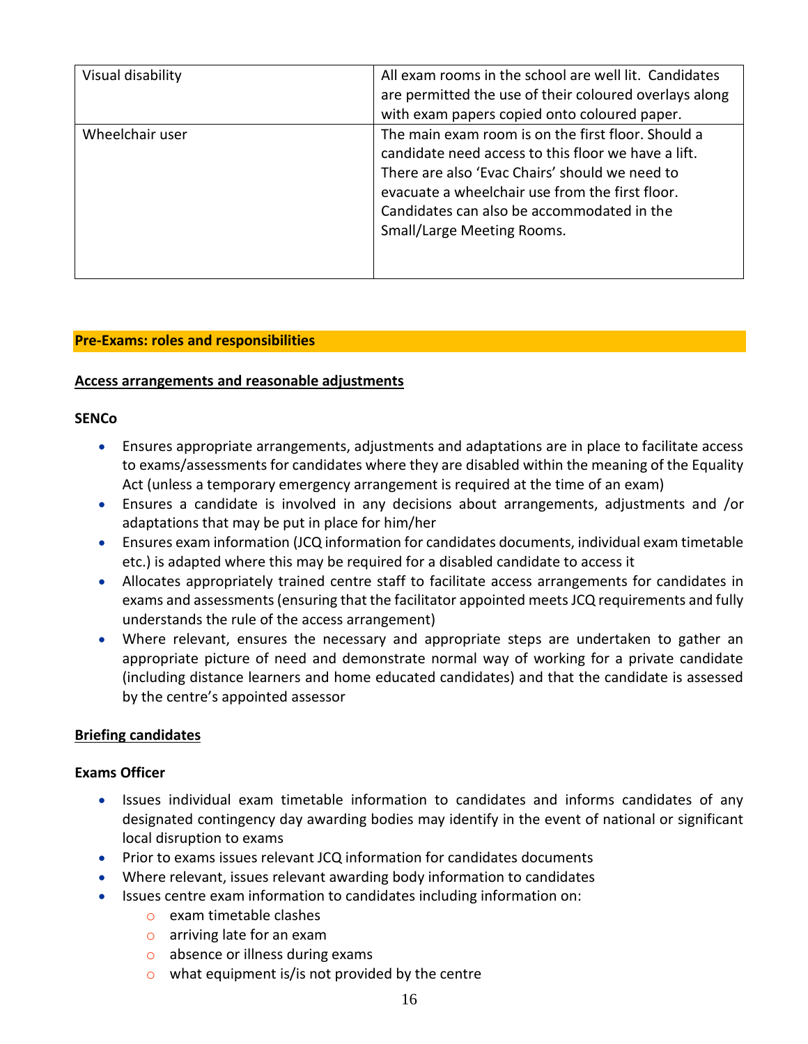| | |
|---|---|
| Visual disability | All exam rooms in the school are well lit. Candidates are permitted the use of their coloured overlays along with exam papers copied onto coloured paper. |
| Wheelchair user | The main exam room is on the first floor. Should a candidate need access to this floor we have a lift. There are also 'Evac Chairs' should we need to evacuate a wheelchair use from the first floor. Candidates can also be accommodated in the Small/Large Meeting Rooms. |

## Pre-Exams: roles and responsibilities

### Access arrangements and reasonable adjustments

**SENCo**

- Ensures appropriate arrangements, adjustments and adaptations are in place to facilitate access to exams/assessments for candidates where they are disabled within the meaning of the Equality Act (unless a temporary emergency arrangement is required at the time of an exam)
- Ensures a candidate is involved in any decisions about arrangements, adjustments and /or adaptations that may be put in place for him/her
- Ensures exam information (JCQ information for candidates documents, individual exam timetable etc.) is adapted where this may be required for a disabled candidate to access it
- Allocates appropriately trained centre staff to facilitate access arrangements for candidates in exams and assessments (ensuring that the facilitator appointed meets JCQ requirements and fully understands the rule of the access arrangement)
- Where relevant, ensures the necessary and appropriate steps are undertaken to gather an appropriate picture of need and demonstrate normal way of working for a private candidate (including distance learners and home educated candidates) and that the candidate is assessed by the centre's appointed assessor

### Briefing candidates

**Exams Officer**

- Issues individual exam timetable information to candidates and informs candidates of any designated contingency day awarding bodies may identify in the event of national or significant local disruption to exams
- Prior to exams issues relevant JCQ information for candidates documents
- Where relevant, issues relevant awarding body information to candidates
- Issues centre exam information to candidates including information on:
  - exam timetable clashes
  - arriving late for an exam
  - absence or illness during exams
  - what equipment is/is not provided by the centre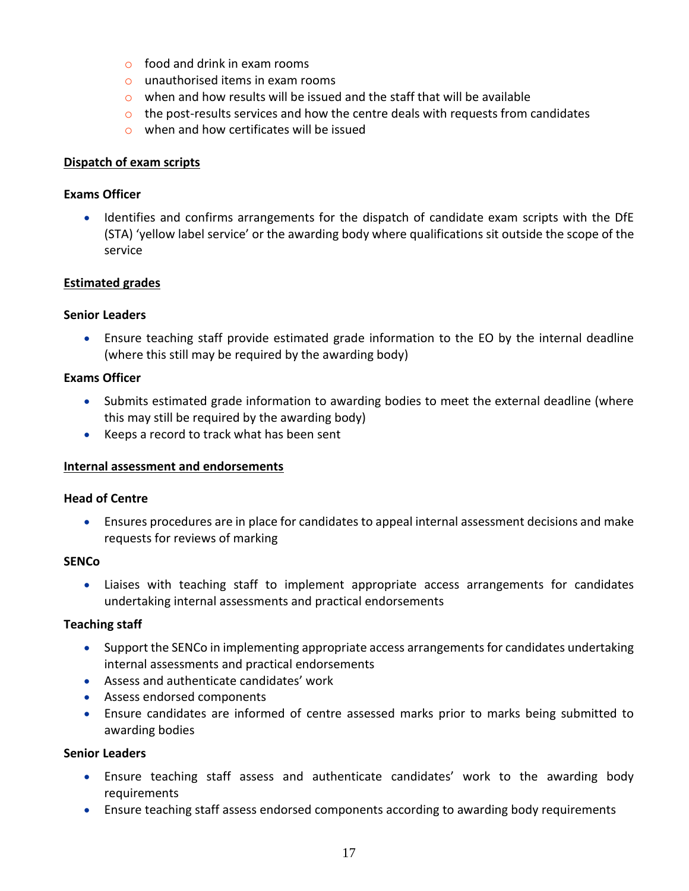- food and drink in exam rooms
  - unauthorised items in exam rooms
  - when and how results will be issued and the staff that will be available
  - the post-results services and how the centre deals with requests from candidates
  - when and how certificates will be issued

<u>**Dispatch of exam scripts**</u>

**Exams Officer**

- Identifies and confirms arrangements for the dispatch of candidate exam scripts with the DfE (STA) 'yellow label service' or the awarding body where qualifications sit outside the scope of the service

<u>**Estimated grades**</u>

**Senior Leaders**

- Ensure teaching staff provide estimated grade information to the EO by the internal deadline (where this still may be required by the awarding body)

**Exams Officer**

- Submits estimated grade information to awarding bodies to meet the external deadline (where this may still be required by the awarding body)
- Keeps a record to track what has been sent

<u>**Internal assessment and endorsements**</u>

**Head of Centre**

- Ensures procedures are in place for candidates to appeal internal assessment decisions and make requests for reviews of marking

**SENCo**

- Liaises with teaching staff to implement appropriate access arrangements for candidates undertaking internal assessments and practical endorsements

**Teaching staff**

- Support the SENCo in implementing appropriate access arrangements for candidates undertaking internal assessments and practical endorsements
- Assess and authenticate candidates' work
- Assess endorsed components
- Ensure candidates are informed of centre assessed marks prior to marks being submitted to awarding bodies

**Senior Leaders**

- Ensure teaching staff assess and authenticate candidates' work to the awarding body requirements
- Ensure teaching staff assess endorsed components according to awarding body requirements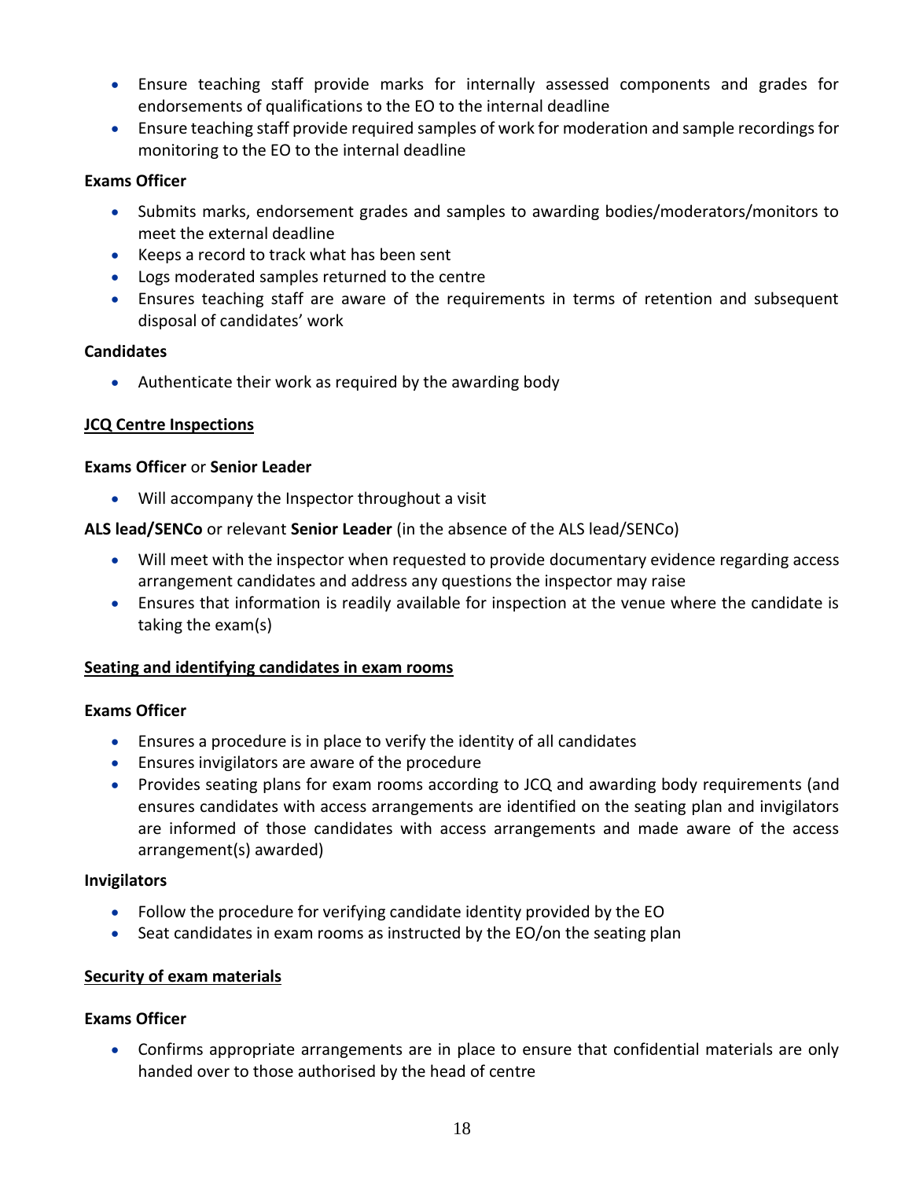- Ensure teaching staff provide marks for internally assessed components and grades for endorsements of qualifications to the EO to the internal deadline
- Ensure teaching staff provide required samples of work for moderation and sample recordings for monitoring to the EO to the internal deadline

**Exams Officer**

- Submits marks, endorsement grades and samples to awarding bodies/moderators/monitors to meet the external deadline
- Keeps a record to track what has been sent
- Logs moderated samples returned to the centre
- Ensures teaching staff are aware of the requirements in terms of retention and subsequent disposal of candidates' work

**Candidates**

- Authenticate their work as required by the awarding body

**<u>JCQ Centre Inspections</u>**

**Exams Officer** or **Senior Leader**

- Will accompany the Inspector throughout a visit

**ALS lead/SENCo** or relevant **Senior Leader** (in the absence of the ALS lead/SENCo)

- Will meet with the inspector when requested to provide documentary evidence regarding access arrangement candidates and address any questions the inspector may raise
- Ensures that information is readily available for inspection at the venue where the candidate is taking the exam(s)

**<u>Seating and identifying candidates in exam rooms</u>**

**Exams Officer**

- Ensures a procedure is in place to verify the identity of all candidates
- Ensures invigilators are aware of the procedure
- Provides seating plans for exam rooms according to JCQ and awarding body requirements (and ensures candidates with access arrangements are identified on the seating plan and invigilators are informed of those candidates with access arrangements and made aware of the access arrangement(s) awarded)

**Invigilators**

- Follow the procedure for verifying candidate identity provided by the EO
- Seat candidates in exam rooms as instructed by the EO/on the seating plan

**<u>Security of exam materials</u>**

**Exams Officer**

- Confirms appropriate arrangements are in place to ensure that confidential materials are only handed over to those authorised by the head of centre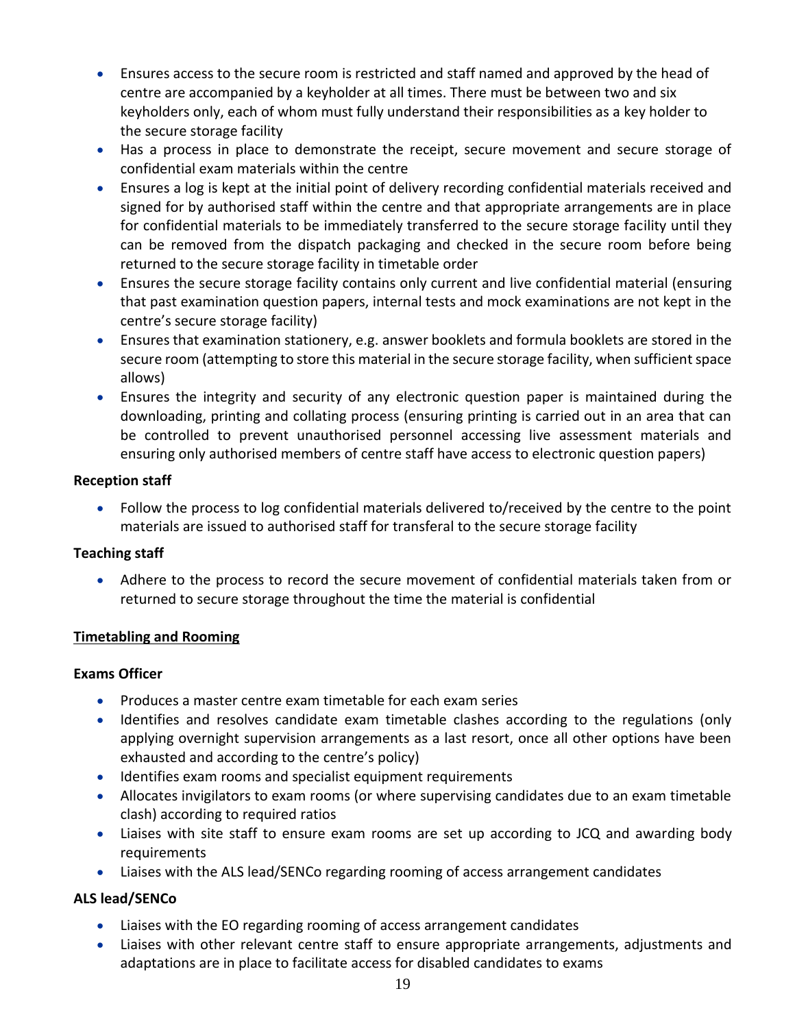- Ensures access to the secure room is restricted and staff named and approved by the head of centre are accompanied by a keyholder at all times. There must be between two and six keyholders only, each of whom must fully understand their responsibilities as a key holder to the secure storage facility
- Has a process in place to demonstrate the receipt, secure movement and secure storage of confidential exam materials within the centre
- Ensures a log is kept at the initial point of delivery recording confidential materials received and signed for by authorised staff within the centre and that appropriate arrangements are in place for confidential materials to be immediately transferred to the secure storage facility until they can be removed from the dispatch packaging and checked in the secure room before being returned to the secure storage facility in timetable order
- Ensures the secure storage facility contains only current and live confidential material (ensuring that past examination question papers, internal tests and mock examinations are not kept in the centre's secure storage facility)
- Ensures that examination stationery, e.g. answer booklets and formula booklets are stored in the secure room (attempting to store this material in the secure storage facility, when sufficient space allows)
- Ensures the integrity and security of any electronic question paper is maintained during the downloading, printing and collating process (ensuring printing is carried out in an area that can be controlled to prevent unauthorised personnel accessing live assessment materials and ensuring only authorised members of centre staff have access to electronic question papers)

**Reception staff**

- Follow the process to log confidential materials delivered to/received by the centre to the point materials are issued to authorised staff for transferal to the secure storage facility

**Teaching staff**

- Adhere to the process to record the secure movement of confidential materials taken from or returned to secure storage throughout the time the material is confidential

**Timetabling and Rooming**

**Exams Officer**

- Produces a master centre exam timetable for each exam series
- Identifies and resolves candidate exam timetable clashes according to the regulations (only applying overnight supervision arrangements as a last resort, once all other options have been exhausted and according to the centre's policy)
- Identifies exam rooms and specialist equipment requirements
- Allocates invigilators to exam rooms (or where supervising candidates due to an exam timetable clash) according to required ratios
- Liaises with site staff to ensure exam rooms are set up according to JCQ and awarding body requirements
- Liaises with the ALS lead/SENCo regarding rooming of access arrangement candidates

**ALS lead/SENCo**

- Liaises with the EO regarding rooming of access arrangement candidates
- Liaises with other relevant centre staff to ensure appropriate arrangements, adjustments and adaptations are in place to facilitate access for disabled candidates to exams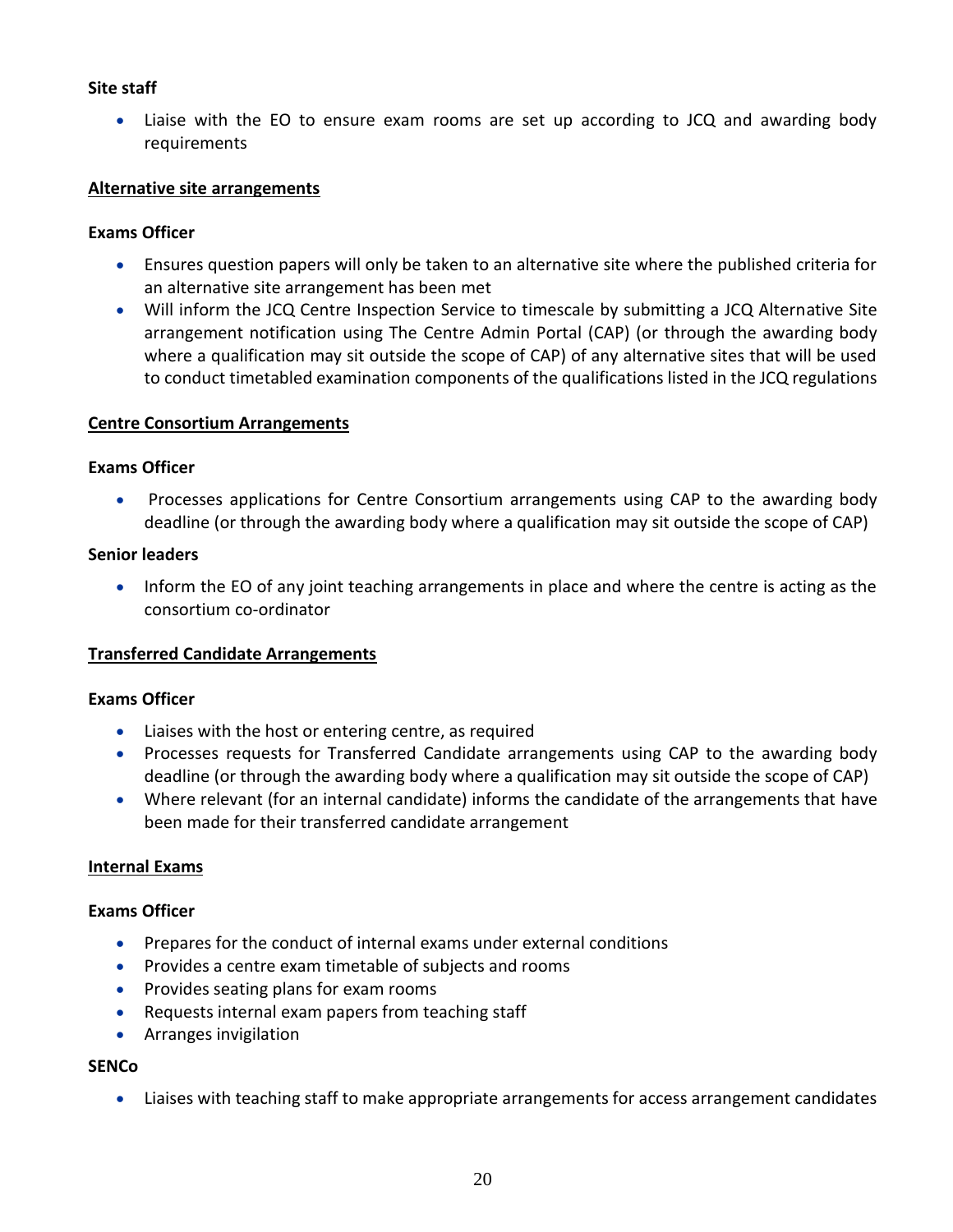**Site staff**

- Liaise with the EO to ensure exam rooms are set up according to JCQ and awarding body requirements

**Alternative site arrangements**

**Exams Officer**

- Ensures question papers will only be taken to an alternative site where the published criteria for an alternative site arrangement has been met
- Will inform the JCQ Centre Inspection Service to timescale by submitting a JCQ Alternative Site arrangement notification using The Centre Admin Portal (CAP) (or through the awarding body where a qualification may sit outside the scope of CAP) of any alternative sites that will be used to conduct timetabled examination components of the qualifications listed in the JCQ regulations

**Centre Consortium Arrangements**

**Exams Officer**

- Processes applications for Centre Consortium arrangements using CAP to the awarding body deadline (or through the awarding body where a qualification may sit outside the scope of CAP)

**Senior leaders**

- Inform the EO of any joint teaching arrangements in place and where the centre is acting as the consortium co-ordinator

**Transferred Candidate Arrangements**

**Exams Officer**

- Liaises with the host or entering centre, as required
- Processes requests for Transferred Candidate arrangements using CAP to the awarding body deadline (or through the awarding body where a qualification may sit outside the scope of CAP)
- Where relevant (for an internal candidate) informs the candidate of the arrangements that have been made for their transferred candidate arrangement

**Internal Exams**

**Exams Officer**

- Prepares for the conduct of internal exams under external conditions
- Provides a centre exam timetable of subjects and rooms
- Provides seating plans for exam rooms
- Requests internal exam papers from teaching staff
- Arranges invigilation

**SENCo**

- Liaises with teaching staff to make appropriate arrangements for access arrangement candidates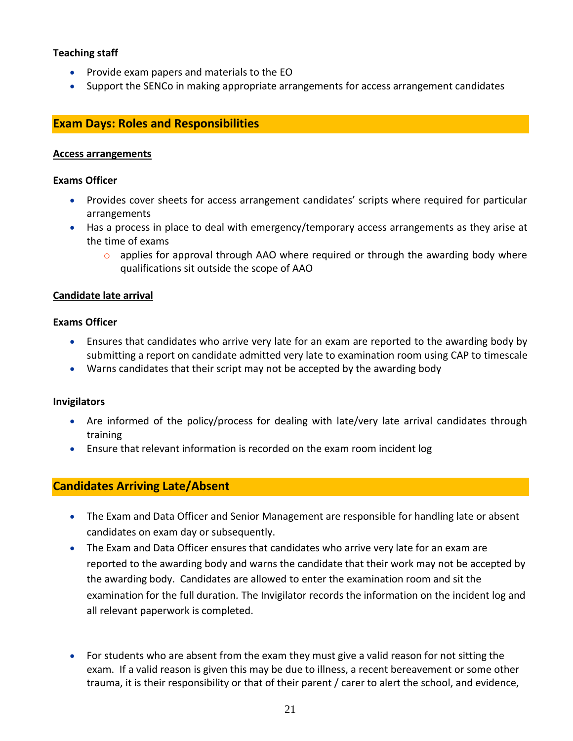**Teaching staff**

- Provide exam papers and materials to the EO
- Support the SENCo in making appropriate arrangements for access arrangement candidates

## Exam Days: Roles and Responsibilities

**Access arrangements**

**Exams Officer**

- Provides cover sheets for access arrangement candidates' scripts where required for particular arrangements
- Has a process in place to deal with emergency/temporary access arrangements as they arise at the time of exams
  - applies for approval through AAO where required or through the awarding body where qualifications sit outside the scope of AAO

**Candidate late arrival**

**Exams Officer**

- Ensures that candidates who arrive very late for an exam are reported to the awarding body by submitting a report on candidate admitted very late to examination room using CAP to timescale
- Warns candidates that their script may not be accepted by the awarding body

**Invigilators**

- Are informed of the policy/process for dealing with late/very late arrival candidates through training
- Ensure that relevant information is recorded on the exam room incident log

## Candidates Arriving Late/Absent

- The Exam and Data Officer and Senior Management are responsible for handling late or absent candidates on exam day or subsequently.
- The Exam and Data Officer ensures that candidates who arrive very late for an exam are reported to the awarding body and warns the candidate that their work may not be accepted by the awarding body. Candidates are allowed to enter the examination room and sit the examination for the full duration. The Invigilator records the information on the incident log and all relevant paperwork is completed.

- For students who are absent from the exam they must give a valid reason for not sitting the exam. If a valid reason is given this may be due to illness, a recent bereavement or some other trauma, it is their responsibility or that of their parent / carer to alert the school, and evidence,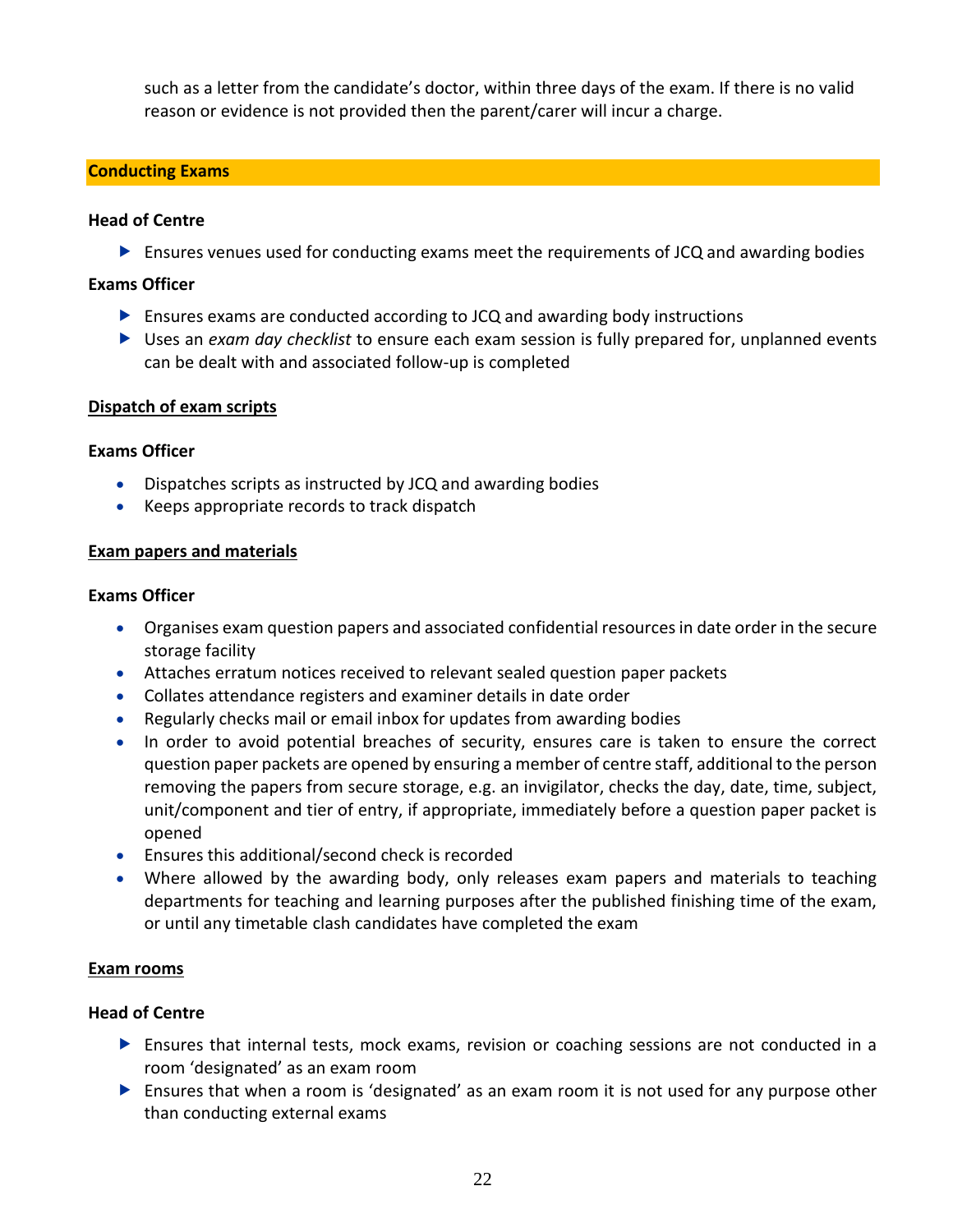such as a letter from the candidate's doctor, within three days of the exam. If there is no valid reason or evidence is not provided then the parent/carer will incur a charge.

## Conducting Exams

**Head of Centre**

- Ensures venues used for conducting exams meet the requirements of JCQ and awarding bodies

**Exams Officer**

- Ensures exams are conducted according to JCQ and awarding body instructions
- Uses an *exam day checklist* to ensure each exam session is fully prepared for, unplanned events can be dealt with and associated follow-up is completed

### Dispatch of exam scripts

**Exams Officer**

- Dispatches scripts as instructed by JCQ and awarding bodies
- Keeps appropriate records to track dispatch

### Exam papers and materials

**Exams Officer**

- Organises exam question papers and associated confidential resources in date order in the secure storage facility
- Attaches erratum notices received to relevant sealed question paper packets
- Collates attendance registers and examiner details in date order
- Regularly checks mail or email inbox for updates from awarding bodies
- In order to avoid potential breaches of security, ensures care is taken to ensure the correct question paper packets are opened by ensuring a member of centre staff, additional to the person removing the papers from secure storage, e.g. an invigilator, checks the day, date, time, subject, unit/component and tier of entry, if appropriate, immediately before a question paper packet is opened
- Ensures this additional/second check is recorded
- Where allowed by the awarding body, only releases exam papers and materials to teaching departments for teaching and learning purposes after the published finishing time of the exam, or until any timetable clash candidates have completed the exam

### Exam rooms

**Head of Centre**

- Ensures that internal tests, mock exams, revision or coaching sessions are not conducted in a room 'designated' as an exam room
- Ensures that when a room is 'designated' as an exam room it is not used for any purpose other than conducting external exams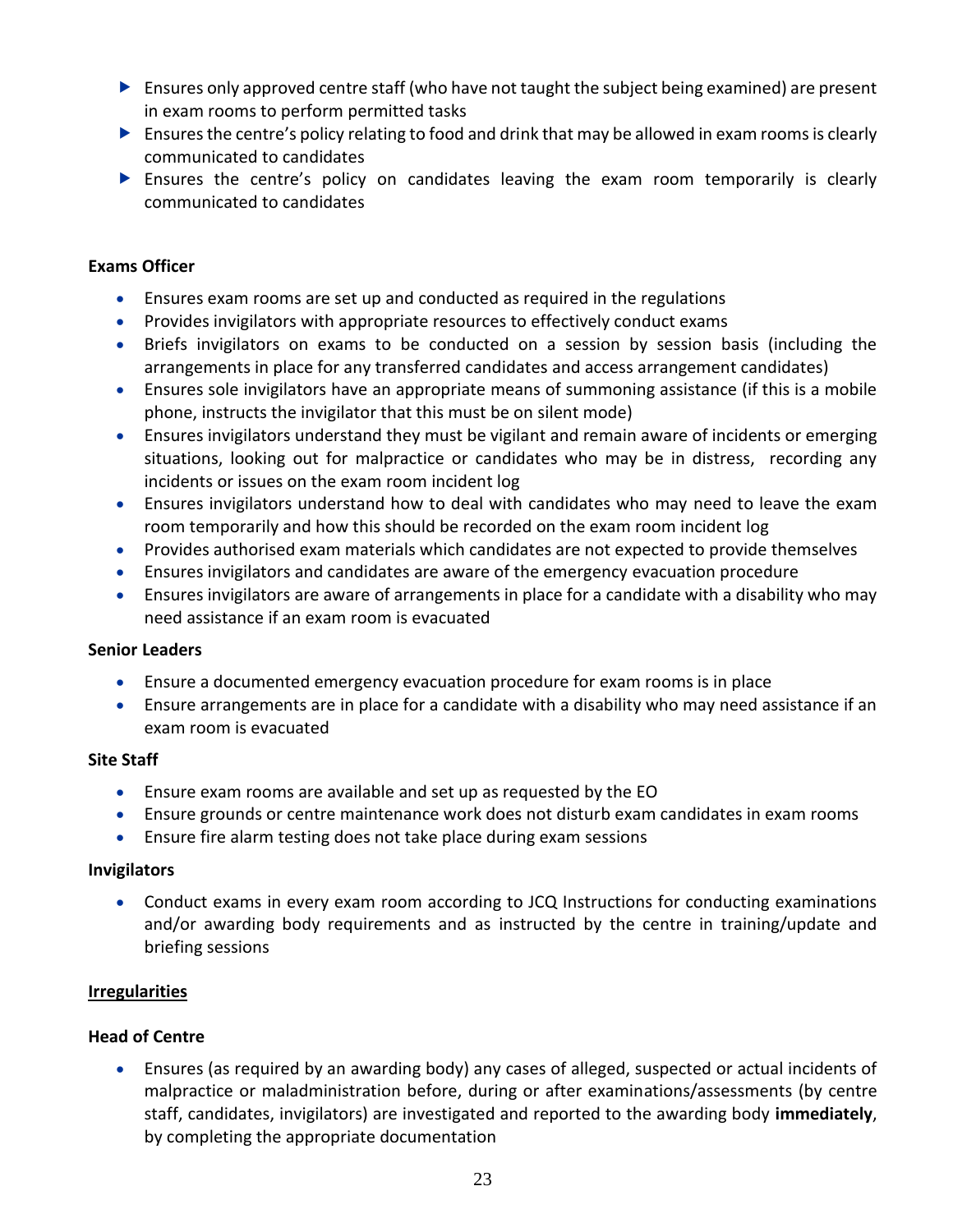- Ensures only approved centre staff (who have not taught the subject being examined) are present in exam rooms to perform permitted tasks
- Ensures the centre's policy relating to food and drink that may be allowed in exam rooms is clearly communicated to candidates
- Ensures the centre's policy on candidates leaving the exam room temporarily is clearly communicated to candidates

**Exams Officer**

- Ensures exam rooms are set up and conducted as required in the regulations
- Provides invigilators with appropriate resources to effectively conduct exams
- Briefs invigilators on exams to be conducted on a session by session basis (including the arrangements in place for any transferred candidates and access arrangement candidates)
- Ensures sole invigilators have an appropriate means of summoning assistance (if this is a mobile phone, instructs the invigilator that this must be on silent mode)
- Ensures invigilators understand they must be vigilant and remain aware of incidents or emerging situations, looking out for malpractice or candidates who may be in distress, recording any incidents or issues on the exam room incident log
- Ensures invigilators understand how to deal with candidates who may need to leave the exam room temporarily and how this should be recorded on the exam room incident log
- Provides authorised exam materials which candidates are not expected to provide themselves
- Ensures invigilators and candidates are aware of the emergency evacuation procedure
- Ensures invigilators are aware of arrangements in place for a candidate with a disability who may need assistance if an exam room is evacuated

**Senior Leaders**

- Ensure a documented emergency evacuation procedure for exam rooms is in place
- Ensure arrangements are in place for a candidate with a disability who may need assistance if an exam room is evacuated

**Site Staff**

- Ensure exam rooms are available and set up as requested by the EO
- Ensure grounds or centre maintenance work does not disturb exam candidates in exam rooms
- Ensure fire alarm testing does not take place during exam sessions

**Invigilators**

- Conduct exams in every exam room according to JCQ Instructions for conducting examinations and/or awarding body requirements and as instructed by the centre in training/update and briefing sessions

**<u>Irregularities</u>**

**Head of Centre**

- Ensures (as required by an awarding body) any cases of alleged, suspected or actual incidents of malpractice or maladministration before, during or after examinations/assessments (by centre staff, candidates, invigilators) are investigated and reported to the awarding body **immediately**, by completing the appropriate documentation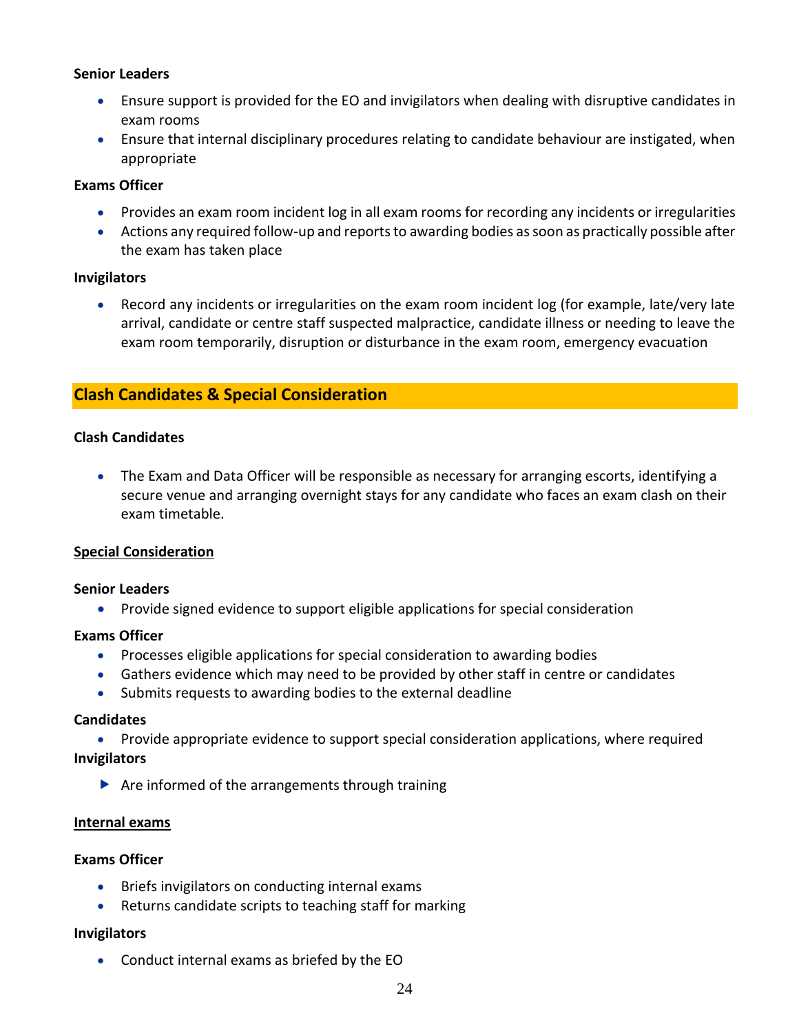**Senior Leaders**

- Ensure support is provided for the EO and invigilators when dealing with disruptive candidates in exam rooms
- Ensure that internal disciplinary procedures relating to candidate behaviour are instigated, when appropriate

**Exams Officer**

- Provides an exam room incident log in all exam rooms for recording any incidents or irregularities
- Actions any required follow-up and reports to awarding bodies as soon as practically possible after the exam has taken place

**Invigilators**

- Record any incidents or irregularities on the exam room incident log (for example, late/very late arrival, candidate or centre staff suspected malpractice, candidate illness or needing to leave the exam room temporarily, disruption or disturbance in the exam room, emergency evacuation

## Clash Candidates & Special Consideration

**Clash Candidates**

- The Exam and Data Officer will be responsible as necessary for arranging escorts, identifying a secure venue and arranging overnight stays for any candidate who faces an exam clash on their exam timetable.

**Special Consideration**

**Senior Leaders**

- Provide signed evidence to support eligible applications for special consideration

**Exams Officer**

- Processes eligible applications for special consideration to awarding bodies
- Gathers evidence which may need to be provided by other staff in centre or candidates
- Submits requests to awarding bodies to the external deadline

**Candidates**

- Provide appropriate evidence to support special consideration applications, where required

**Invigilators**

- Are informed of the arrangements through training

**Internal exams**

**Exams Officer**

- Briefs invigilators on conducting internal exams
- Returns candidate scripts to teaching staff for marking

**Invigilators**

- Conduct internal exams as briefed by the EO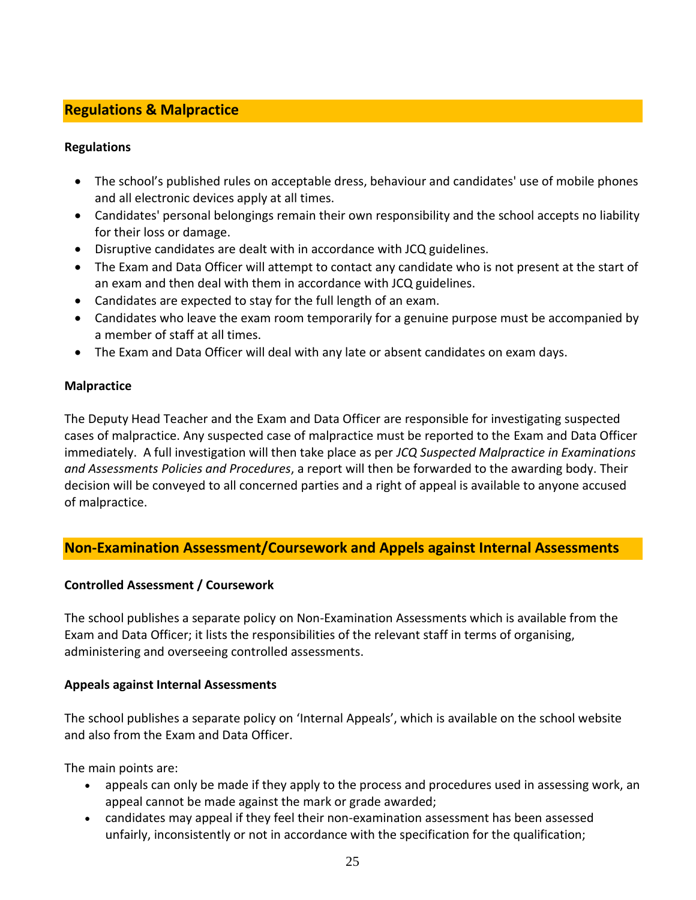## Regulations & Malpractice

### Regulations

- The school's published rules on acceptable dress, behaviour and candidates' use of mobile phones and all electronic devices apply at all times.
- Candidates' personal belongings remain their own responsibility and the school accepts no liability for their loss or damage.
- Disruptive candidates are dealt with in accordance with JCQ guidelines.
- The Exam and Data Officer will attempt to contact any candidate who is not present at the start of an exam and then deal with them in accordance with JCQ guidelines.
- Candidates are expected to stay for the full length of an exam.
- Candidates who leave the exam room temporarily for a genuine purpose must be accompanied by a member of staff at all times.
- The Exam and Data Officer will deal with any late or absent candidates on exam days.

### Malpractice

The Deputy Head Teacher and the Exam and Data Officer are responsible for investigating suspected cases of malpractice. Any suspected case of malpractice must be reported to the Exam and Data Officer immediately. A full investigation will then take place as per *JCQ Suspected Malpractice in Examinations and Assessments Policies and Procedures*, a report will then be forwarded to the awarding body. Their decision will be conveyed to all concerned parties and a right of appeal is available to anyone accused of malpractice.

## Non-Examination Assessment/Coursework and Appels against Internal Assessments

### Controlled Assessment / Coursework

The school publishes a separate policy on Non-Examination Assessments which is available from the Exam and Data Officer; it lists the responsibilities of the relevant staff in terms of organising, administering and overseeing controlled assessments.

### Appeals against Internal Assessments

The school publishes a separate policy on 'Internal Appeals', which is available on the school website and also from the Exam and Data Officer.

The main points are:

- appeals can only be made if they apply to the process and procedures used in assessing work, an appeal cannot be made against the mark or grade awarded;
- candidates may appeal if they feel their non-examination assessment has been assessed unfairly, inconsistently or not in accordance with the specification for the qualification;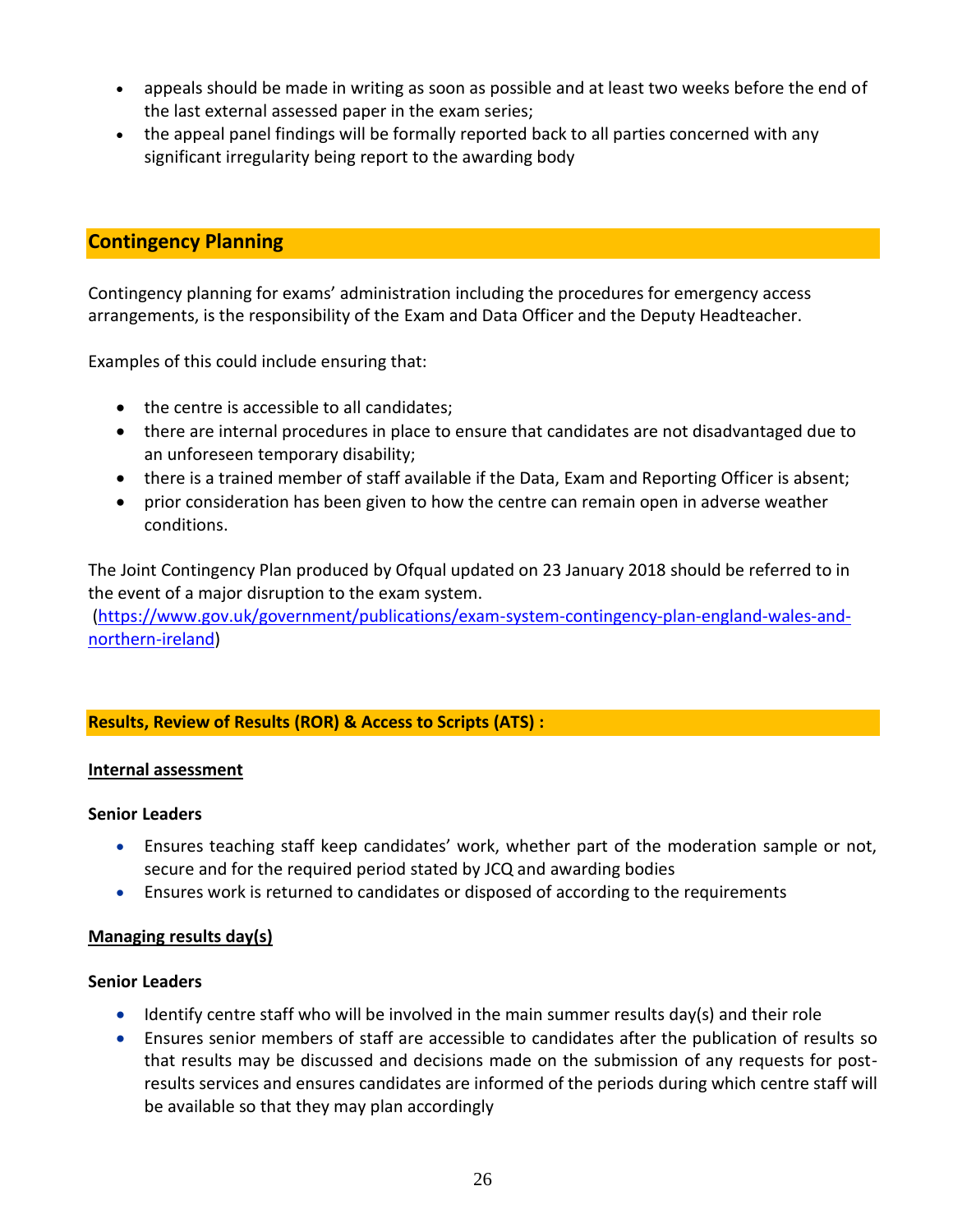- appeals should be made in writing as soon as possible and at least two weeks before the end of the last external assessed paper in the exam series;
- the appeal panel findings will be formally reported back to all parties concerned with any significant irregularity being report to the awarding body

## Contingency Planning

Contingency planning for exams' administration including the procedures for emergency access arrangements, is the responsibility of the Exam and Data Officer and the Deputy Headteacher.

Examples of this could include ensuring that:

- the centre is accessible to all candidates;
- there are internal procedures in place to ensure that candidates are not disadvantaged due to an unforeseen temporary disability;
- there is a trained member of staff available if the Data, Exam and Reporting Officer is absent;
- prior consideration has been given to how the centre can remain open in adverse weather conditions.

The Joint Contingency Plan produced by Ofqual updated on 23 January 2018 should be referred to in the event of a major disruption to the exam system.
(https://www.gov.uk/government/publications/exam-system-contingency-plan-england-wales-and-northern-ireland)

## Results, Review of Results (ROR) & Access to Scripts (ATS) :

**Internal assessment**

**Senior Leaders**

- Ensures teaching staff keep candidates' work, whether part of the moderation sample or not, secure and for the required period stated by JCQ and awarding bodies
- Ensures work is returned to candidates or disposed of according to the requirements

**Managing results day(s)**

**Senior Leaders**

- Identify centre staff who will be involved in the main summer results day(s) and their role
- Ensures senior members of staff are accessible to candidates after the publication of results so that results may be discussed and decisions made on the submission of any requests for post-results services and ensures candidates are informed of the periods during which centre staff will be available so that they may plan accordingly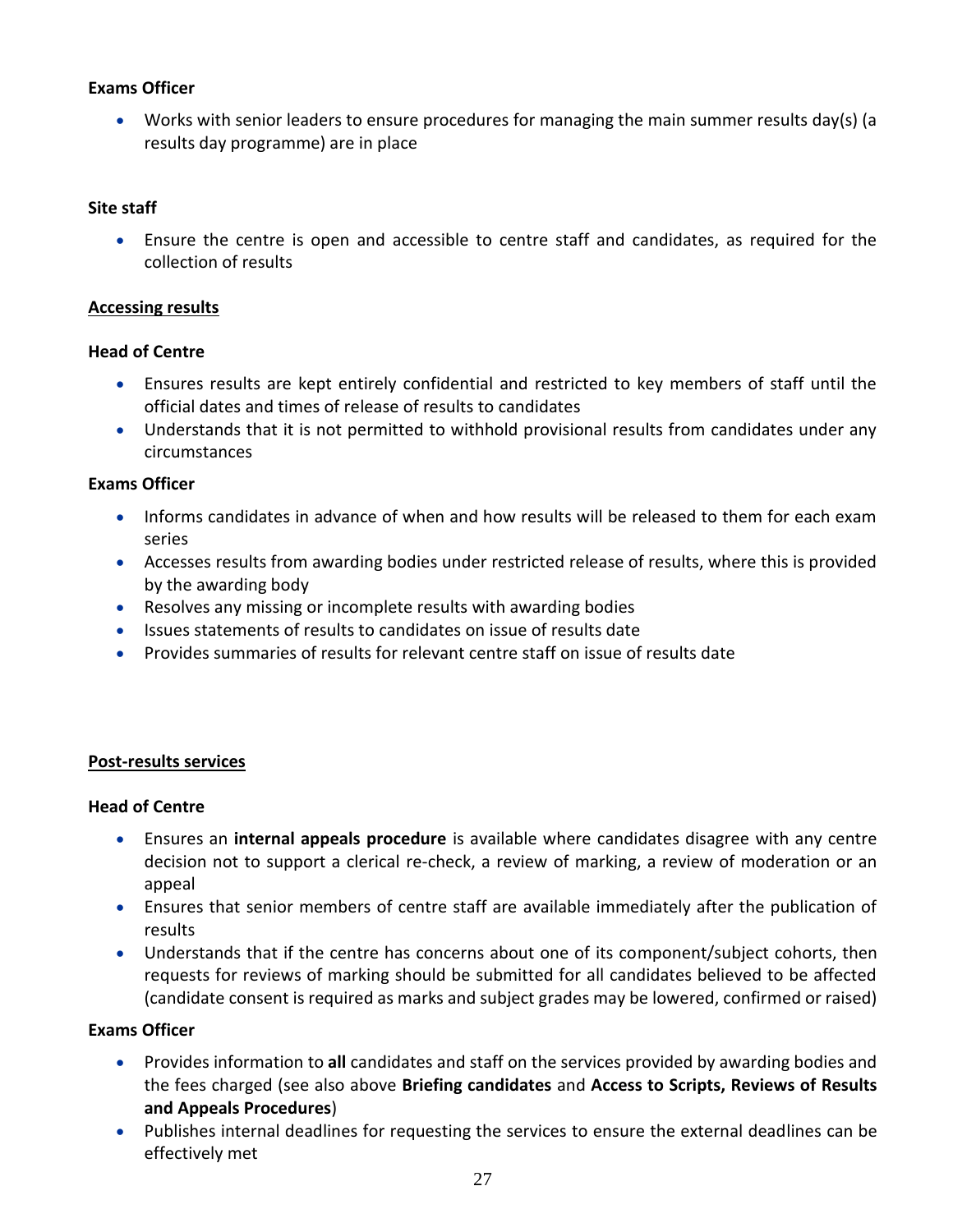**Exams Officer**

- Works with senior leaders to ensure procedures for managing the main summer results day(s) (a results day programme) are in place

**Site staff**

- Ensure the centre is open and accessible to centre staff and candidates, as required for the collection of results

**Accessing results**

**Head of Centre**

- Ensures results are kept entirely confidential and restricted to key members of staff until the official dates and times of release of results to candidates
- Understands that it is not permitted to withhold provisional results from candidates under any circumstances

**Exams Officer**

- Informs candidates in advance of when and how results will be released to them for each exam series
- Accesses results from awarding bodies under restricted release of results, where this is provided by the awarding body
- Resolves any missing or incomplete results with awarding bodies
- Issues statements of results to candidates on issue of results date
- Provides summaries of results for relevant centre staff on issue of results date

**Post-results services**

**Head of Centre**

- Ensures an **internal appeals procedure** is available where candidates disagree with any centre decision not to support a clerical re-check, a review of marking, a review of moderation or an appeal
- Ensures that senior members of centre staff are available immediately after the publication of results
- Understands that if the centre has concerns about one of its component/subject cohorts, then requests for reviews of marking should be submitted for all candidates believed to be affected (candidate consent is required as marks and subject grades may be lowered, confirmed or raised)

**Exams Officer**

- Provides information to **all** candidates and staff on the services provided by awarding bodies and the fees charged (see also above **Briefing candidates** and **Access to Scripts, Reviews of Results and Appeals Procedures**)
- Publishes internal deadlines for requesting the services to ensure the external deadlines can be effectively met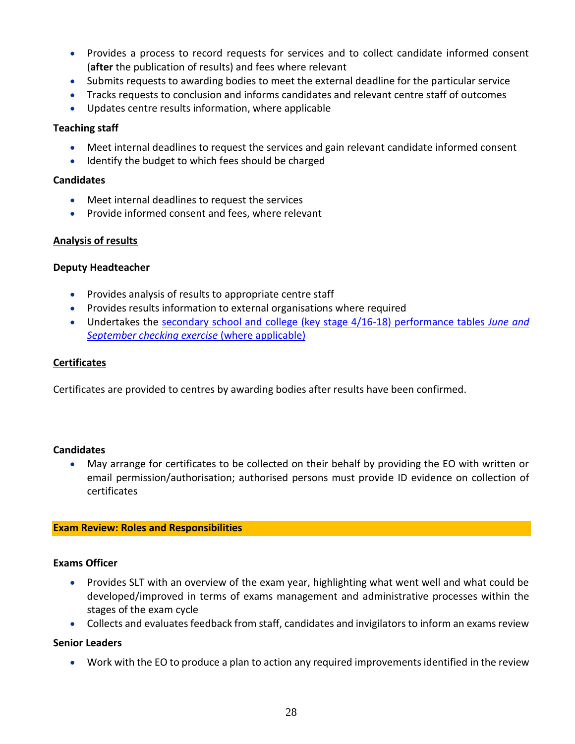- Provides a process to record requests for services and to collect candidate informed consent (**after** the publication of results) and fees where relevant
- Submits requests to awarding bodies to meet the external deadline for the particular service
- Tracks requests to conclusion and informs candidates and relevant centre staff of outcomes
- Updates centre results information, where applicable

**Teaching staff**

- Meet internal deadlines to request the services and gain relevant candidate informed consent
- Identify the budget to which fees should be charged

**Candidates**

- Meet internal deadlines to request the services
- Provide informed consent and fees, where relevant

**Analysis of results**

**Deputy Headteacher**

- Provides analysis of results to appropriate centre staff
- Provides results information to external organisations where required
- Undertakes the secondary school and college (key stage 4/16-18) performance tables *June and September checking exercise* (where applicable)

**Certificates**

Certificates are provided to centres by awarding bodies after results have been confirmed.

**Candidates**

- May arrange for certificates to be collected on their behalf by providing the EO with written or email permission/authorisation; authorised persons must provide ID evidence on collection of certificates

## Exam Review: Roles and Responsibilities

**Exams Officer**

- Provides SLT with an overview of the exam year, highlighting what went well and what could be developed/improved in terms of exams management and administrative processes within the stages of the exam cycle
- Collects and evaluates feedback from staff, candidates and invigilators to inform an exams review

**Senior Leaders**

- Work with the EO to produce a plan to action any required improvements identified in the review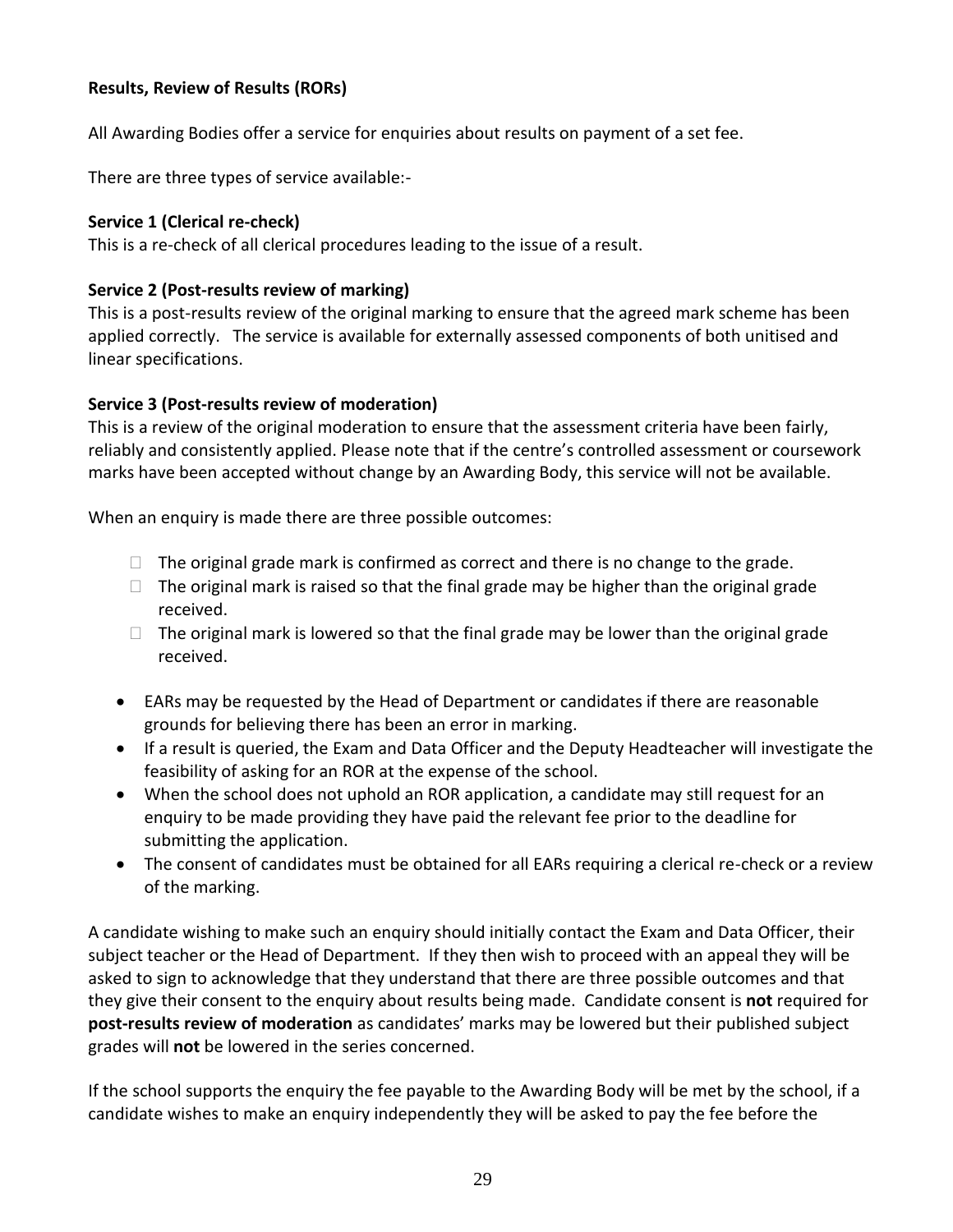**Results, Review of Results (RORs)**

All Awarding Bodies offer a service for enquiries about results on payment of a set fee.

There are three types of service available:-

**Service 1 (Clerical re-check)**
This is a re-check of all clerical procedures leading to the issue of a result.

**Service 2 (Post-results review of marking)**
This is a post-results review of the original marking to ensure that the agreed mark scheme has been applied correctly. The service is available for externally assessed components of both unitised and linear specifications.

**Service 3 (Post-results review of moderation)**
This is a review of the original moderation to ensure that the assessment criteria have been fairly, reliably and consistently applied. Please note that if the centre's controlled assessment or coursework marks have been accepted without change by an Awarding Body, this service will not be available.

When an enquiry is made there are three possible outcomes:

- The original grade mark is confirmed as correct and there is no change to the grade.
- The original mark is raised so that the final grade may be higher than the original grade received.
- The original mark is lowered so that the final grade may be lower than the original grade received.

- EARs may be requested by the Head of Department or candidates if there are reasonable grounds for believing there has been an error in marking.
- If a result is queried, the Exam and Data Officer and the Deputy Headteacher will investigate the feasibility of asking for an ROR at the expense of the school.
- When the school does not uphold an ROR application, a candidate may still request for an enquiry to be made providing they have paid the relevant fee prior to the deadline for submitting the application.
- The consent of candidates must be obtained for all EARs requiring a clerical re-check or a review of the marking.

A candidate wishing to make such an enquiry should initially contact the Exam and Data Officer, their subject teacher or the Head of Department. If they then wish to proceed with an appeal they will be asked to sign to acknowledge that they understand that there are three possible outcomes and that they give their consent to the enquiry about results being made. Candidate consent is **not** required for **post-results review of moderation** as candidates' marks may be lowered but their published subject grades will **not** be lowered in the series concerned.

If the school supports the enquiry the fee payable to the Awarding Body will be met by the school, if a candidate wishes to make an enquiry independently they will be asked to pay the fee before the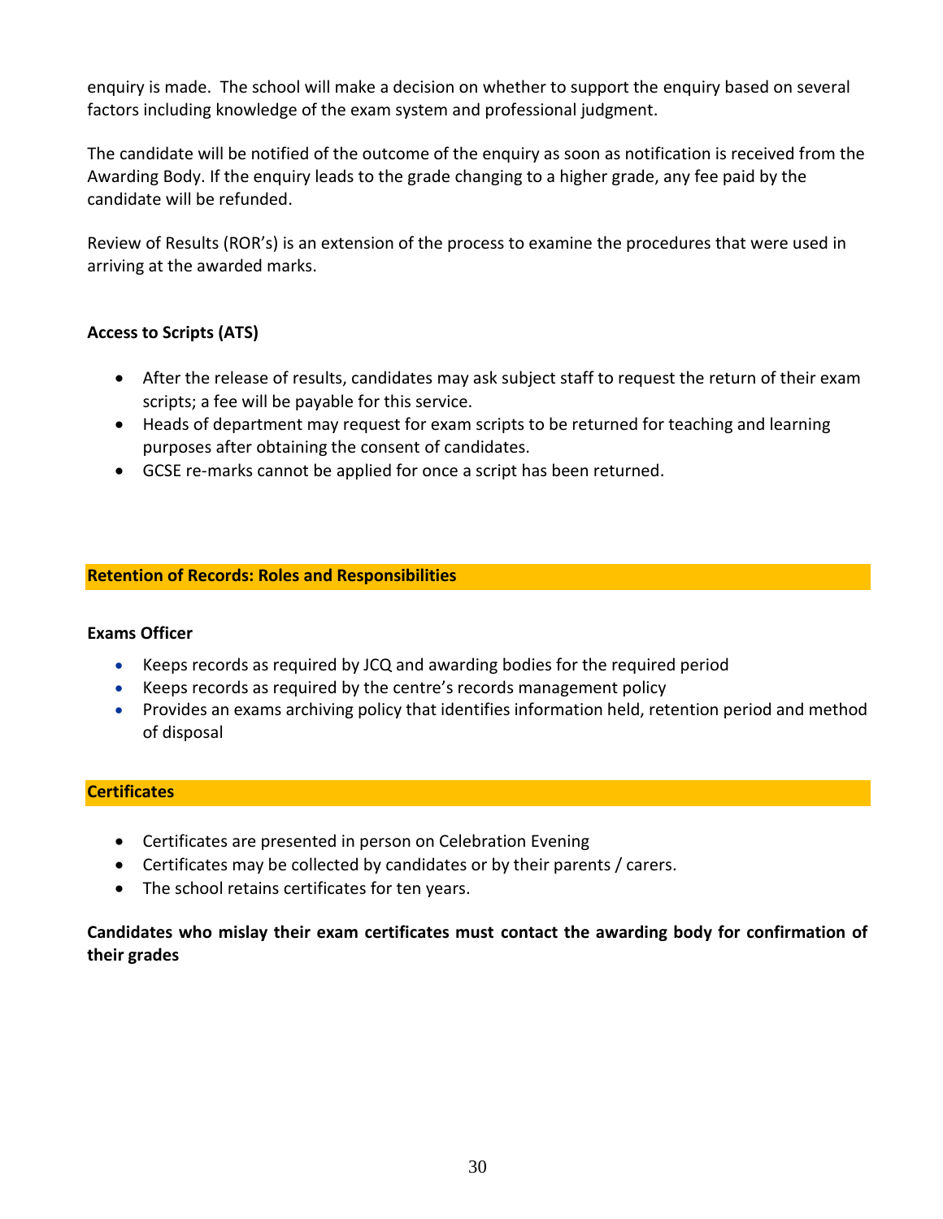enquiry is made. The school will make a decision on whether to support the enquiry based on several factors including knowledge of the exam system and professional judgment.

The candidate will be notified of the outcome of the enquiry as soon as notification is received from the Awarding Body. If the enquiry leads to the grade changing to a higher grade, any fee paid by the candidate will be refunded.

Review of Results (ROR's) is an extension of the process to examine the procedures that were used in arriving at the awarded marks.

### Access to Scripts (ATS)

- After the release of results, candidates may ask subject staff to request the return of their exam scripts; a fee will be payable for this service.
- Heads of department may request for exam scripts to be returned for teaching and learning purposes after obtaining the consent of candidates.
- GCSE re-marks cannot be applied for once a script has been returned.

## Retention of Records: Roles and Responsibilities

### Exams Officer

- Keeps records as required by JCQ and awarding bodies for the required period
- Keeps records as required by the centre's records management policy
- Provides an exams archiving policy that identifies information held, retention period and method of disposal

## Certificates

- Certificates are presented in person on Celebration Evening
- Certificates may be collected by candidates or by their parents / carers.
- The school retains certificates for ten years.

**Candidates who mislay their exam certificates must contact the awarding body for confirmation of their grades**